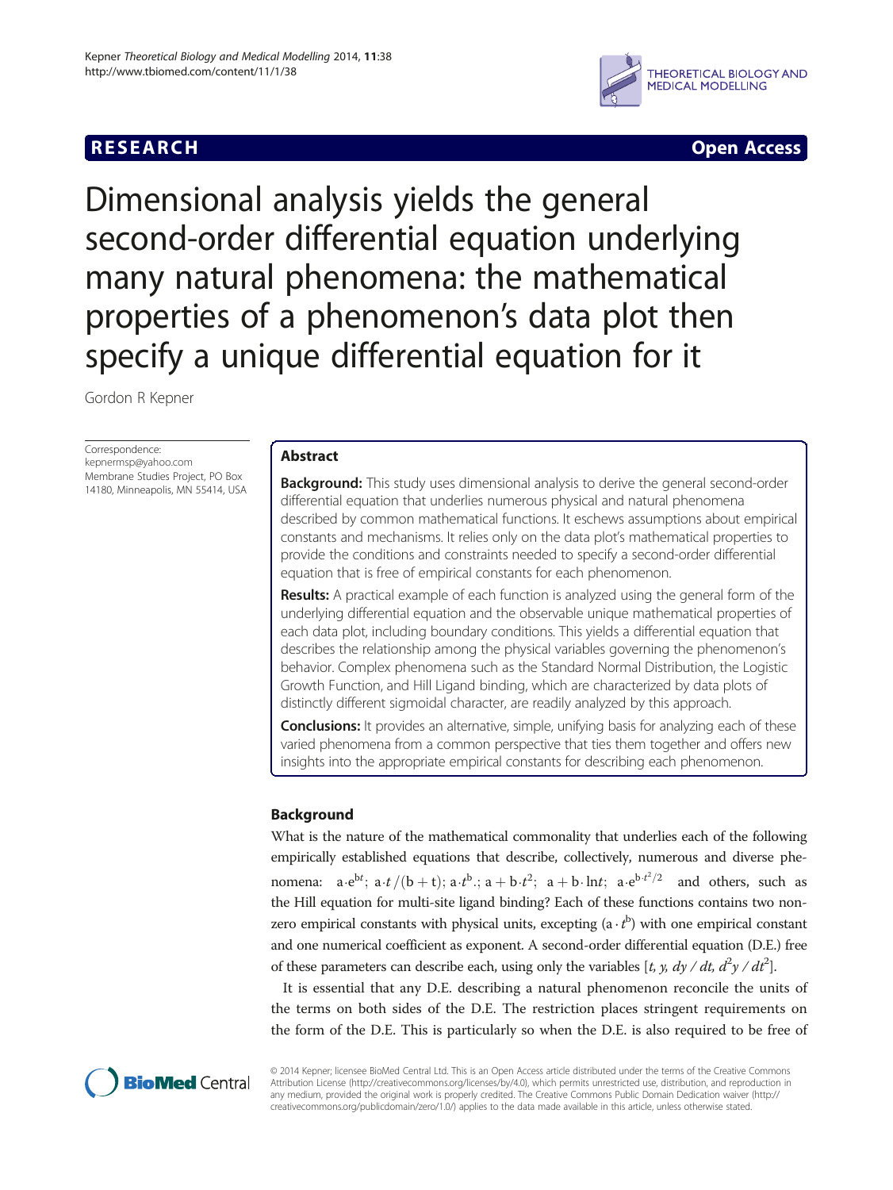**RESEARCH** **Open Access**

# Dimensional analysis yields the general second-order differential equation underlying many natural phenomena: the mathematical properties of a phenomenon's data plot then specify a unique differential equation for it

Gordon R Kepner

Correspondence:
kepnermsp@yahoo.com
Membrane Studies Project, PO Box 14180, Minneapolis, MN 55414, USA

## Abstract

**Background:** This study uses dimensional analysis to derive the general second-order differential equation that underlies numerous physical and natural phenomena described by common mathematical functions. It eschews assumptions about empirical constants and mechanisms. It relies only on the data plot's mathematical properties to provide the conditions and constraints needed to specify a second-order differential equation that is free of empirical constants for each phenomenon.

**Results:** A practical example of each function is analyzed using the general form of the underlying differential equation and the observable unique mathematical properties of each data plot, including boundary conditions. This yields a differential equation that describes the relationship among the physical variables governing the phenomenon's behavior. Complex phenomena such as the Standard Normal Distribution, the Logistic Growth Function, and Hill Ligand binding, which are characterized by data plots of distinctly different sigmoidal character, are readily analyzed by this approach.

**Conclusions:** It provides an alternative, simple, unifying basis for analyzing each of these varied phenomena from a common perspective that ties them together and offers new insights into the appropriate empirical constants for describing each phenomenon.

## Background

What is the nature of the mathematical commonality that underlies each of the following empirically established equations that describe, collectively, numerous and diverse phenomena: $a{\cdot}e^{bt}$; $a{\cdot}t/(b+t)$; $a{\cdot}t^{b}$.; $a+b{\cdot}t^{2}$; $a+b\cdot\ln t$; $a{\cdot}e^{b{\cdot}t^{2}/2}$ and others, such as the Hill equation for multi-site ligand binding? Each of these functions contains two non-zero empirical constants with physical units, excepting $(a\cdot t^{b})$ with one empirical constant and one numerical coefficient as exponent. A second-order differential equation (D.E.) free of these parameters can describe each, using only the variables $[t, y, dy/dt, d^{2}y/dt^{2}]$.

It is essential that any D.E. describing a natural phenomenon reconcile the units of the terms on both sides of the D.E. The restriction places stringent requirements on the form of the D.E. This is particularly so when the D.E. is also required to be free of

© 2014 Kepner; licensee BioMed Central Ltd. This is an Open Access article distributed under the terms of the Creative Commons Attribution License (http://creativecommons.org/licenses/by/4.0), which permits unrestricted use, distribution, and reproduction in any medium, provided the original work is properly credited. The Creative Commons Public Domain Dedication waiver (http://creativecommons.org/publicdomain/zero/1.0/) applies to the data made available in this article, unless otherwise stated.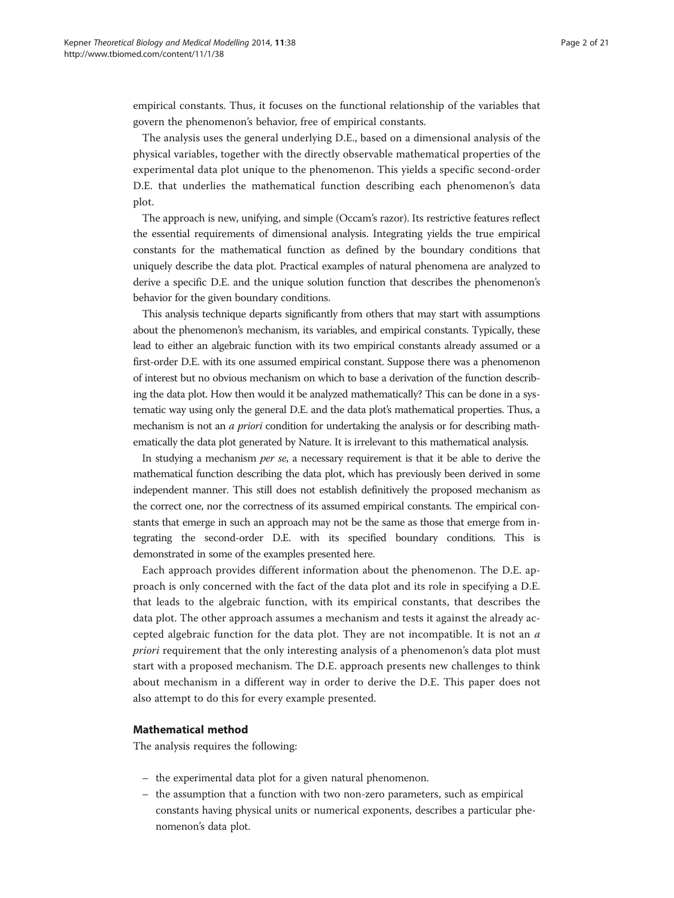empirical constants. Thus, it focuses on the functional relationship of the variables that govern the phenomenon's behavior, free of empirical constants.

The analysis uses the general underlying D.E., based on a dimensional analysis of the physical variables, together with the directly observable mathematical properties of the experimental data plot unique to the phenomenon. This yields a specific second-order D.E. that underlies the mathematical function describing each phenomenon's data plot.

The approach is new, unifying, and simple (Occam's razor). Its restrictive features reflect the essential requirements of dimensional analysis. Integrating yields the true empirical constants for the mathematical function as defined by the boundary conditions that uniquely describe the data plot. Practical examples of natural phenomena are analyzed to derive a specific D.E. and the unique solution function that describes the phenomenon's behavior for the given boundary conditions.

This analysis technique departs significantly from others that may start with assumptions about the phenomenon's mechanism, its variables, and empirical constants. Typically, these lead to either an algebraic function with its two empirical constants already assumed or a first-order D.E. with its one assumed empirical constant. Suppose there was a phenomenon of interest but no obvious mechanism on which to base a derivation of the function describing the data plot. How then would it be analyzed mathematically? This can be done in a systematic way using only the general D.E. and the data plot's mathematical properties. Thus, a mechanism is not an *a priori* condition for undertaking the analysis or for describing mathematically the data plot generated by Nature. It is irrelevant to this mathematical analysis.

In studying a mechanism *per se*, a necessary requirement is that it be able to derive the mathematical function describing the data plot, which has previously been derived in some independent manner. This still does not establish definitively the proposed mechanism as the correct one, nor the correctness of its assumed empirical constants. The empirical constants that emerge in such an approach may not be the same as those that emerge from integrating the second-order D.E. with its specified boundary conditions. This is demonstrated in some of the examples presented here.

Each approach provides different information about the phenomenon. The D.E. approach is only concerned with the fact of the data plot and its role in specifying a D.E. that leads to the algebraic function, with its empirical constants, that describes the data plot. The other approach assumes a mechanism and tests it against the already accepted algebraic function for the data plot. They are not incompatible. It is not an *a priori* requirement that the only interesting analysis of a phenomenon's data plot must start with a proposed mechanism. The D.E. approach presents new challenges to think about mechanism in a different way in order to derive the D.E. This paper does not also attempt to do this for every example presented.

### Mathematical method

The analysis requires the following:

- the experimental data plot for a given natural phenomenon.
- the assumption that a function with two non-zero parameters, such as empirical constants having physical units or numerical exponents, describes a particular phenomenon's data plot.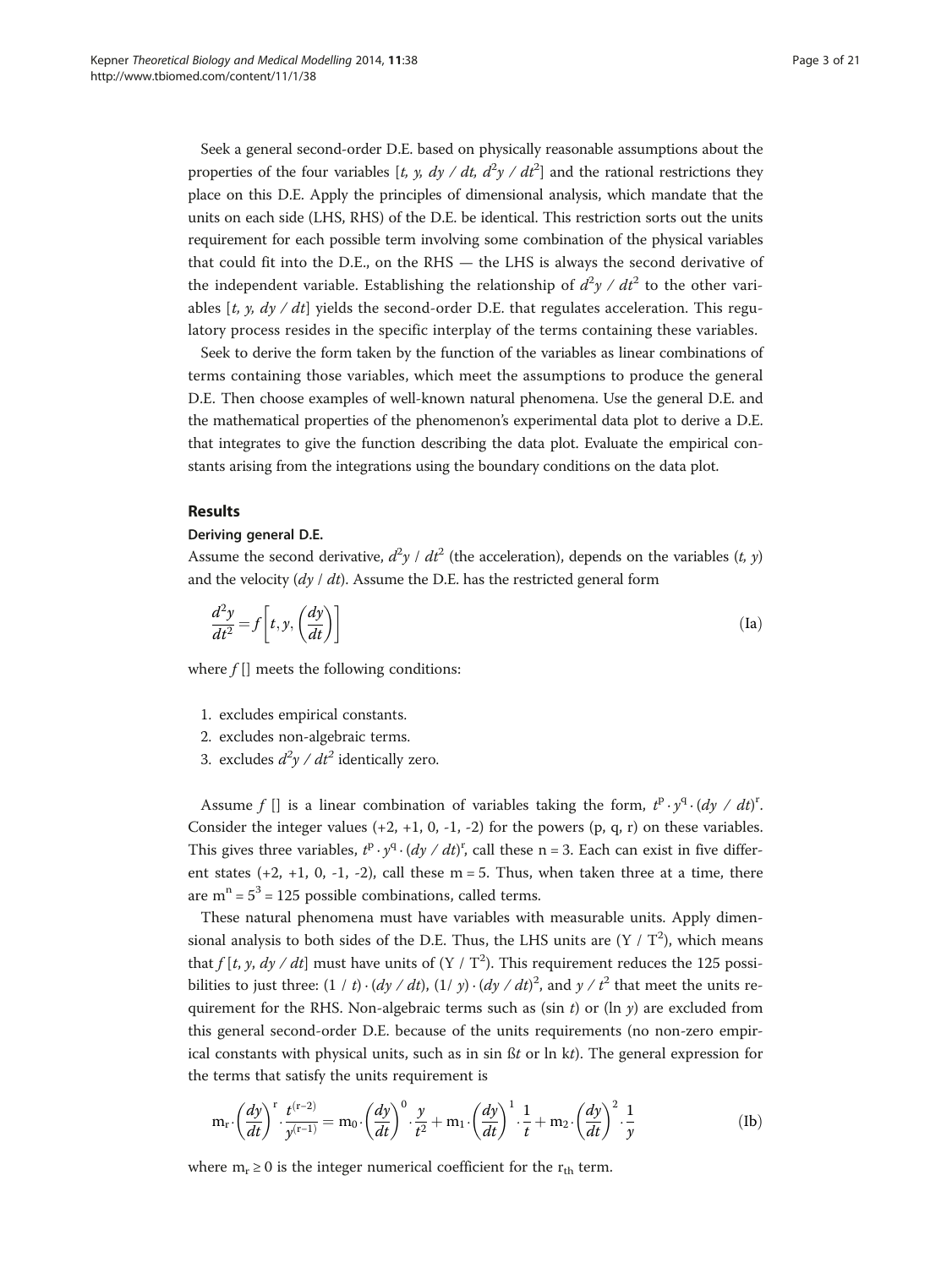Seek a general second-order D.E. based on physically reasonable assumptions about the properties of the four variables [$t$, $y$, $dy / dt$, $d^2y / dt^2$] and the rational restrictions they place on this D.E. Apply the principles of dimensional analysis, which mandate that the units on each side (LHS, RHS) of the D.E. be identical. This restriction sorts out the units requirement for each possible term involving some combination of the physical variables that could fit into the D.E., on the RHS — the LHS is always the second derivative of the independent variable. Establishing the relationship of $d^2y / dt^2$ to the other variables [$t$, $y$, $dy / dt$] yields the second-order D.E. that regulates acceleration. This regulatory process resides in the specific interplay of the terms containing these variables.

Seek to derive the form taken by the function of the variables as linear combinations of terms containing those variables, which meet the assumptions to produce the general D.E. Then choose examples of well-known natural phenomena. Use the general D.E. and the mathematical properties of the phenomenon's experimental data plot to derive a D.E. that integrates to give the function describing the data plot. Evaluate the empirical constants arising from the integrations using the boundary conditions on the data plot.

## Results

### Deriving general D.E.

Assume the second derivative, $d^2y / dt^2$ (the acceleration), depends on the variables ($t$, $y$) and the velocity ($dy / dt$). Assume the D.E. has the restricted general form

$$\frac{d^2y}{dt^2} = f\left[t, y, \left(\frac{dy}{dt}\right)\right] \tag{Ia}$$

where $f$ [] meets the following conditions:

1. excludes empirical constants.
2. excludes non-algebraic terms.
3. excludes $d^2y / dt^2$ identically zero.

Assume $f$ [] is a linear combination of variables taking the form, $t^p \cdot y^q \cdot (dy / dt)^r$. Consider the integer values (+2, +1, 0, -1, -2) for the powers (p, q, r) on these variables. This gives three variables, $t^p \cdot y^q \cdot (dy / dt)^r$, call these n = 3. Each can exist in five different states (+2, +1, 0, -1, -2), call these m = 5. Thus, when taken three at a time, there are $m^n = 5^3 = 125$ possible combinations, called terms.

These natural phenomena must have variables with measurable units. Apply dimensional analysis to both sides of the D.E. Thus, the LHS units are ($Y / T^2$), which means that $f$ [$t$, $y$, $dy / dt$] must have units of ($Y / T^2$). This requirement reduces the 125 possibilities to just three: $(1 / t) \cdot (dy / dt)$, $(1/ y) \cdot (dy / dt)^2$, and $y / t^2$ that meet the units requirement for the RHS. Non-algebraic terms such as ($\sin t$) or ($\ln y$) are excluded from this general second-order D.E. because of the units requirements (no non-zero empirical constants with physical units, such as in $\sin ßt$ or $\ln kt$). The general expression for the terms that satisfy the units requirement is

$$m_r \cdot \left(\frac{dy}{dt}\right)^r \cdot \frac{t^{(r-2)}}{y^{(r-1)}} = m_0 \cdot \left(\frac{dy}{dt}\right)^0 \cdot \frac{y}{t^2} + m_1 \cdot \left(\frac{dy}{dt}\right)^1 \cdot \frac{1}{t} + m_2 \cdot \left(\frac{dy}{dt}\right)^2 \cdot \frac{1}{y} \tag{Ib}$$

where $m_r \geq 0$ is the integer numerical coefficient for the $r_{th}$ term.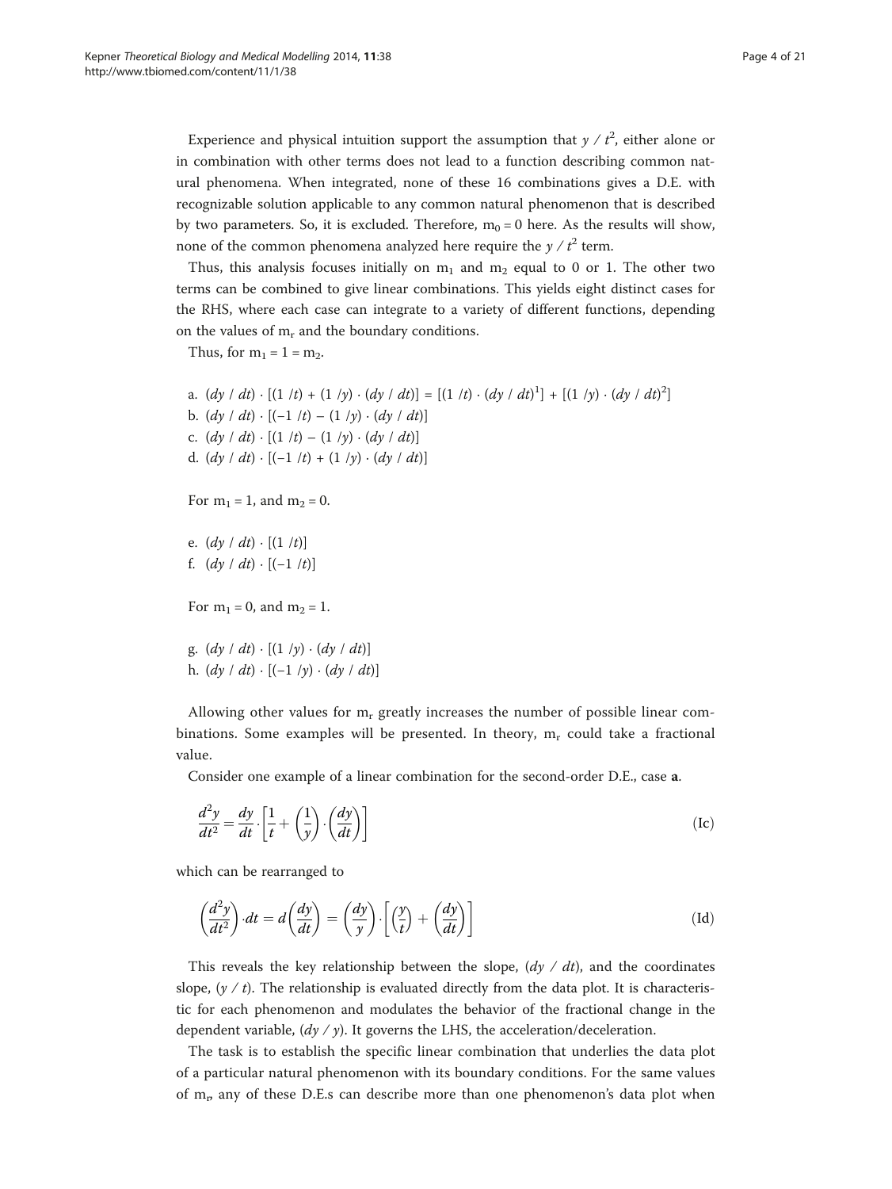Experience and physical intuition support the assumption that $y / t^2$, either alone or in combination with other terms does not lead to a function describing common natural phenomena. When integrated, none of these 16 combinations gives a D.E. with recognizable solution applicable to any common natural phenomenon that is described by two parameters. So, it is excluded. Therefore, $m_0 = 0$ here. As the results will show, none of the common phenomena analyzed here require the $y / t^2$ term.

Thus, this analysis focuses initially on $m_1$ and $m_2$ equal to 0 or 1. The other two terms can be combined to give linear combinations. This yields eight distinct cases for the RHS, where each case can integrate to a variety of different functions, depending on the values of $m_r$ and the boundary conditions.

Thus, for $m_1 = 1 = m_2$.

a. $(dy / dt) \cdot [(1 / t) + (1 / y) \cdot (dy / dt)] = [(1 / t) \cdot (dy / dt)^1] + [(1 / y) \cdot (dy / dt)^2]$
b. $(dy / dt) \cdot [(-1 / t) - (1 / y) \cdot (dy / dt)]$
c. $(dy / dt) \cdot [(1 / t) - (1 / y) \cdot (dy / dt)]$
d. $(dy / dt) \cdot [(-1 / t) + (1 / y) \cdot (dy / dt)]$

For $m_1 = 1$, and $m_2 = 0$.

e. $(dy / dt) \cdot [(1 / t)]$
f. $(dy / dt) \cdot [(-1 / t)]$

For $m_1 = 0$, and $m_2 = 1$.

g. $(dy / dt) \cdot [(1 / y) \cdot (dy / dt)]$
h. $(dy / dt) \cdot [(-1 / y) \cdot (dy / dt)]$

Allowing other values for $m_r$ greatly increases the number of possible linear combinations. Some examples will be presented. In theory, $m_r$ could take a fractional value.

Consider one example of a linear combination for the second-order D.E., case **a**.

$$\frac{d^2y}{dt^2} = \frac{dy}{dt} \cdot \left[\frac{1}{t} + \left(\frac{1}{y}\right) \cdot \left(\frac{dy}{dt}\right)\right] \tag{Ic}$$

which can be rearranged to

$$\left(\frac{d^2y}{dt^2}\right) \cdot dt = d\left(\frac{dy}{dt}\right) = \left(\frac{dy}{y}\right) \cdot \left[\left(\frac{y}{t}\right) + \left(\frac{dy}{dt}\right)\right] \tag{Id}$$

This reveals the key relationship between the slope, $(dy / dt)$, and the coordinates slope, $(y / t)$. The relationship is evaluated directly from the data plot. It is characteristic for each phenomenon and modulates the behavior of the fractional change in the dependent variable, $(dy / y)$. It governs the LHS, the acceleration/deceleration.

The task is to establish the specific linear combination that underlies the data plot of a particular natural phenomenon with its boundary conditions. For the same values of $m_r$, any of these D.E.s can describe more than one phenomenon's data plot when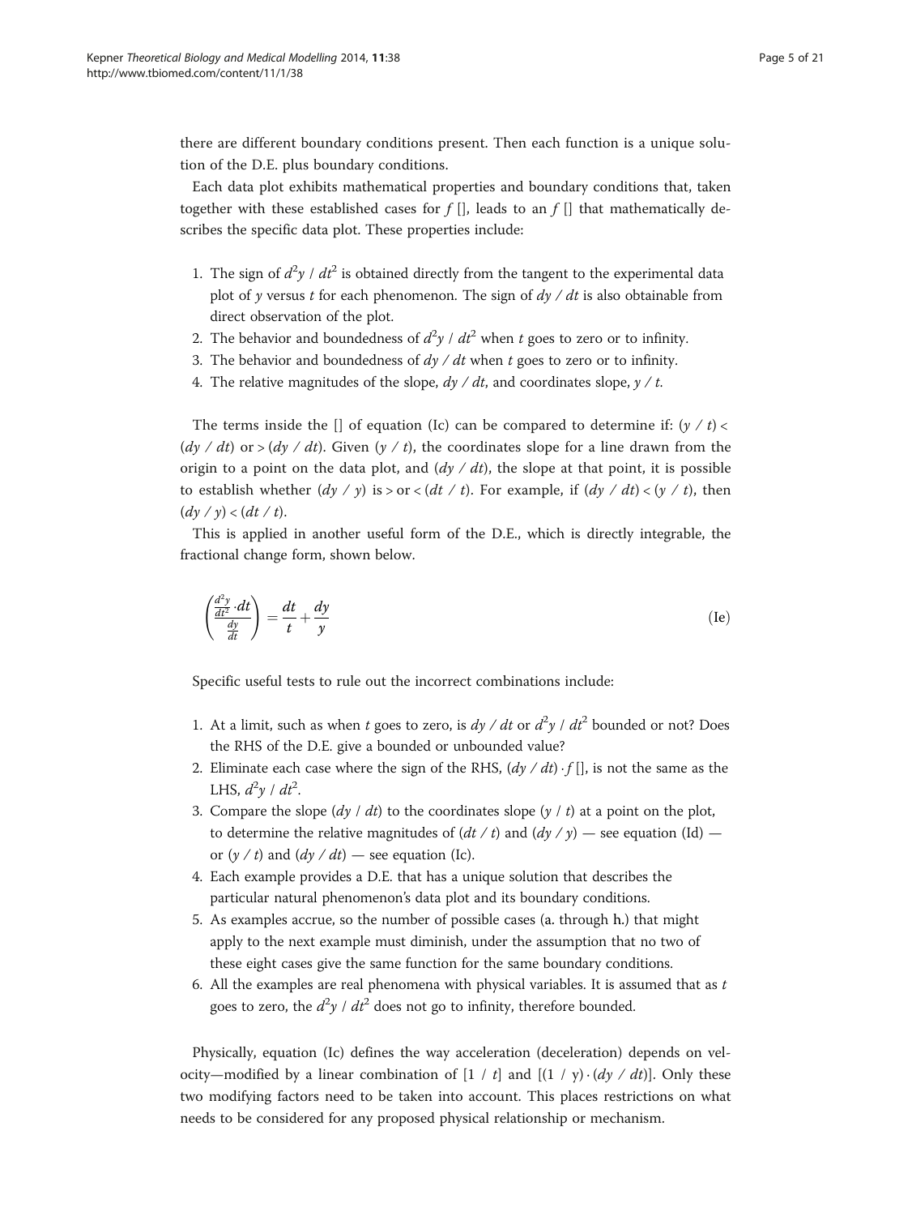there are different boundary conditions present. Then each function is a unique solution of the D.E. plus boundary conditions.

Each data plot exhibits mathematical properties and boundary conditions that, taken together with these established cases for $f$ [], leads to an $f$ [] that mathematically describes the specific data plot. These properties include:

1. The sign of $d^2y / dt^2$ is obtained directly from the tangent to the experimental data plot of $y$ versus $t$ for each phenomenon. The sign of $dy / dt$ is also obtainable from direct observation of the plot.
2. The behavior and boundedness of $d^2y / dt^2$ when $t$ goes to zero or to infinity.
3. The behavior and boundedness of $dy / dt$ when $t$ goes to zero or to infinity.
4. The relative magnitudes of the slope, $dy / dt$, and coordinates slope, $y / t$.

The terms inside the [] of equation (Ic) can be compared to determine if: $(y / t) < (dy / dt)$ or $> (dy / dt)$. Given $(y / t)$, the coordinates slope for a line drawn from the origin to a point on the data plot, and $(dy / dt)$, the slope at that point, it is possible to establish whether $(dy / y)$ is $>$ or $<$ $(dt / t)$. For example, if $(dy / dt) < (y / t)$, then $(dy / y) < (dt / t)$.

This is applied in another useful form of the D.E., which is directly integrable, the fractional change form, shown below.

$$\left(\frac{\frac{d^2y}{dt^2}\cdot dt}{\frac{dy}{dt}}\right) = \frac{dt}{t} + \frac{dy}{y} \tag{Ie}$$

Specific useful tests to rule out the incorrect combinations include:

1. At a limit, such as when $t$ goes to zero, is $dy / dt$ or $d^2y / dt^2$ bounded or not? Does the RHS of the D.E. give a bounded or unbounded value?
2. Eliminate each case where the sign of the RHS, $(dy / dt) \cdot f$ [], is not the same as the LHS, $d^2y / dt^2$.
3. Compare the slope $(dy / dt)$ to the coordinates slope $(y / t)$ at a point on the plot, to determine the relative magnitudes of $(dt / t)$ and $(dy / y)$ — see equation (Id) — or $(y / t)$ and $(dy / dt)$ — see equation (Ic).
4. Each example provides a D.E. that has a unique solution that describes the particular natural phenomenon's data plot and its boundary conditions.
5. As examples accrue, so the number of possible cases (a. through h.) that might apply to the next example must diminish, under the assumption that no two of these eight cases give the same function for the same boundary conditions.
6. All the examples are real phenomena with physical variables. It is assumed that as $t$ goes to zero, the $d^2y / dt^2$ does not go to infinity, therefore bounded.

Physically, equation (Ic) defines the way acceleration (deceleration) depends on velocity—modified by a linear combination of $[1 / t]$ and $[(1 / y) \cdot (dy / dt)]$. Only these two modifying factors need to be taken into account. This places restrictions on what needs to be considered for any proposed physical relationship or mechanism.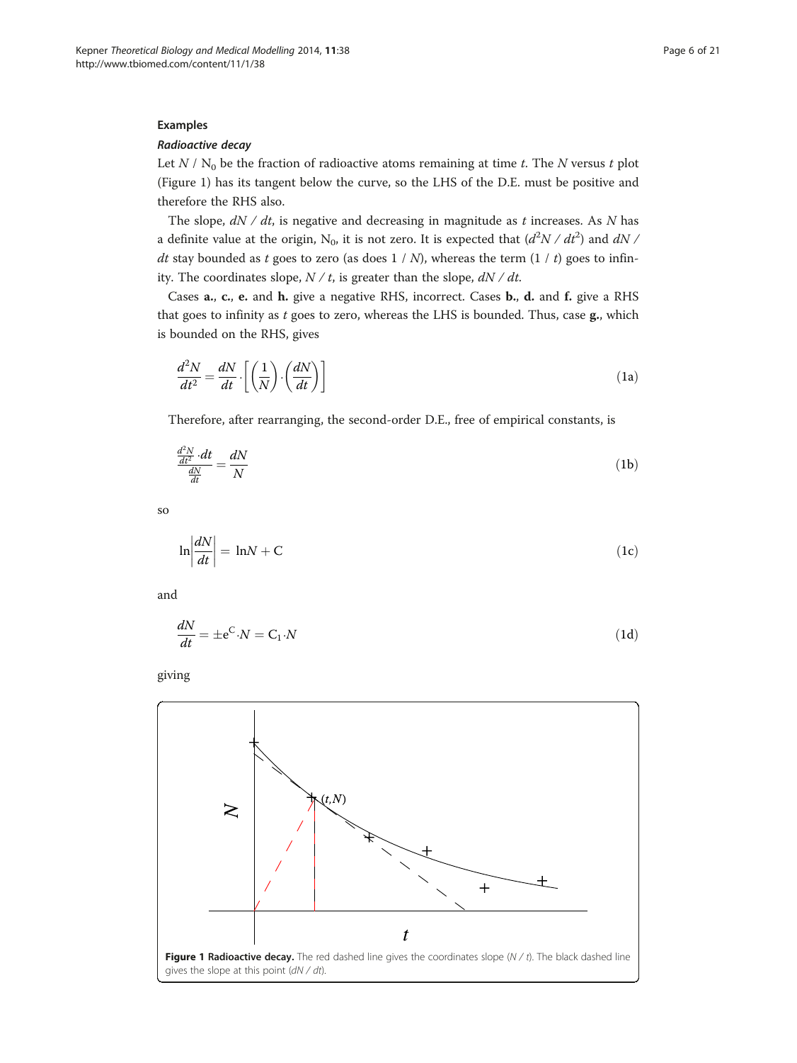### Examples

#### *Radioactive decay*

Let $N$ / $N_0$ be the fraction of radioactive atoms remaining at time $t$. The $N$ versus $t$ plot (Figure 1) has its tangent below the curve, so the LHS of the D.E. must be positive and therefore the RHS also.

The slope, $dN / dt$, is negative and decreasing in magnitude as $t$ increases. As $N$ has a definite value at the origin, $N_0$, it is not zero. It is expected that ($d^2N / dt^2$) and $dN / dt$ stay bounded as $t$ goes to zero (as does $1 / N$), whereas the term ($1 / t$) goes to infinity. The coordinates slope, $N / t$, is greater than the slope, $dN / dt$.

Cases **a.**, **c.**, **e.** and **h.** give a negative RHS, incorrect. Cases **b.**, **d.** and **f.** give a RHS that goes to infinity as $t$ goes to zero, whereas the LHS is bounded. Thus, case **g.**, which is bounded on the RHS, gives

$$\frac{d^2N}{dt^2} = \frac{dN}{dt} \cdot \left[ \left( \frac{1}{N} \right) \cdot \left( \frac{dN}{dt} \right) \right] \tag{1a}$$

Therefore, after rearranging, the second-order D.E., free of empirical constants, is

$$\frac{\frac{d^2N}{dt^2} \cdot dt}{\frac{dN}{dt}} = \frac{dN}{N} \tag{1b}$$

so

$$\ln\left| \frac{dN}{dt} \right| = \ln N + \mathrm{C} \tag{1c}$$

and

$$\frac{dN}{dt} = \pm e^{\mathrm{C}} \cdot N = \mathrm{C}_1 \cdot N \tag{1d}$$

giving

**Figure 1 Radioactive decay.** The red dashed line gives the coordinates slope ($N / t$). The black dashed line gives the slope at this point ($dN / dt$).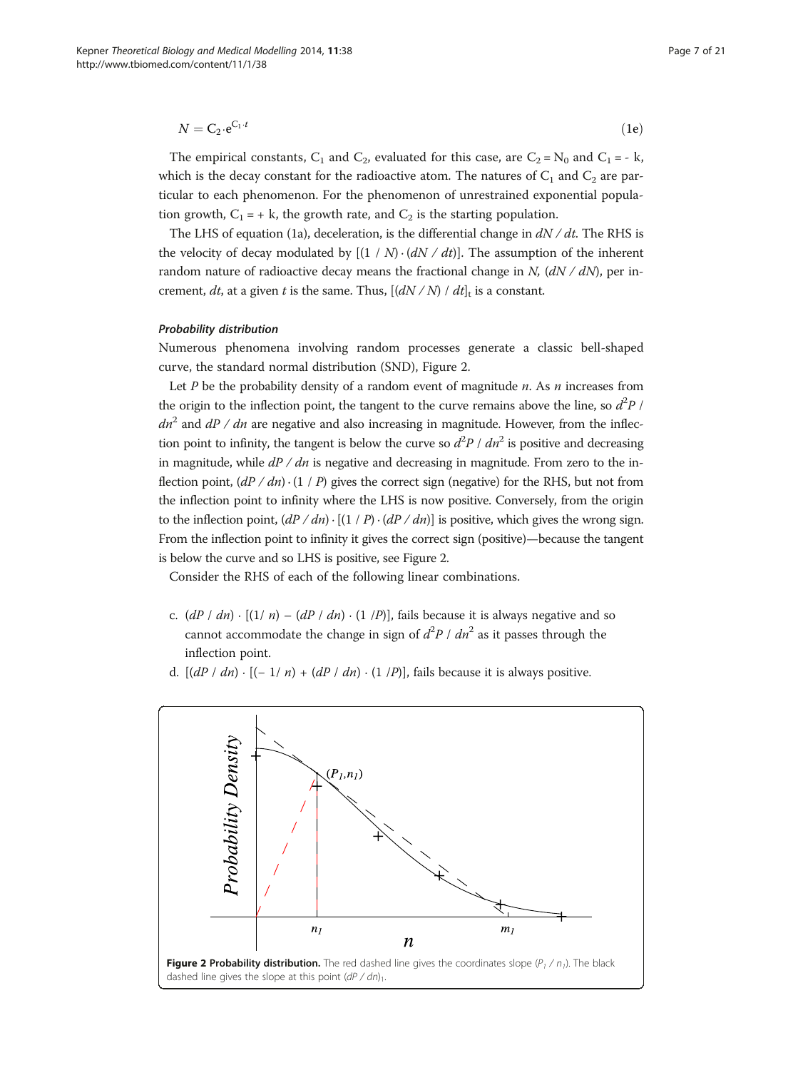$$N = C_2 \cdot e^{C_1 \cdot t} \tag{1e}$$

The empirical constants, $C_1$ and $C_2$, evaluated for this case, are $C_2 = N_0$ and $C_1 = -k$, which is the decay constant for the radioactive atom. The natures of $C_1$ and $C_2$ are particular to each phenomenon. For the phenomenon of unrestrained exponential population growth, $C_1 = +k$, the growth rate, and $C_2$ is the starting population.

The LHS of equation (1a), deceleration, is the differential change in $dN / dt$. The RHS is the velocity of decay modulated by $[(1 / N) \cdot (dN / dt)]$. The assumption of the inherent random nature of radioactive decay means the fractional change in $N$, $(dN / dN)$, per increment, $dt$, at a given $t$ is the same. Thus, $[(dN / N) / dt]_t$ is a constant.

#### *Probability distribution*

Numerous phenomena involving random processes generate a classic bell-shaped curve, the standard normal distribution (SND), Figure 2.

Let $P$ be the probability density of a random event of magnitude $n$. As $n$ increases from the origin to the inflection point, the tangent to the curve remains above the line, so $d^2P / dn^2$ and $dP / dn$ are negative and also increasing in magnitude. However, from the inflection point to infinity, the tangent is below the curve so $d^2P / dn^2$ is positive and decreasing in magnitude, while $dP / dn$ is negative and decreasing in magnitude. From zero to the inflection point, $(dP / dn) \cdot (1 / P)$ gives the correct sign (negative) for the RHS, but not from the inflection point to infinity where the LHS is now positive. Conversely, from the origin to the inflection point, $(dP / dn) \cdot [(1 / P) \cdot (dP / dn)]$ is positive, which gives the wrong sign. From the inflection point to infinity it gives the correct sign (positive)—because the tangent is below the curve and so LHS is positive, see Figure 2.

Consider the RHS of each of the following linear combinations.

c. $(dP / dn) \cdot [(1/ n) - (dP / dn) \cdot (1 /P)]$, fails because it is always negative and so cannot accommodate the change in sign of $d^2P / dn^2$ as it passes through the inflection point.

d. $[(dP / dn) \cdot [(- 1/ n) + (dP / dn) \cdot (1 /P)]$, fails because it is always positive.

**Figure 2 Probability distribution.** The red dashed line gives the coordinates slope $(P_1 / n_1)$. The black dashed line gives the slope at this point $(dP / dn)_1$.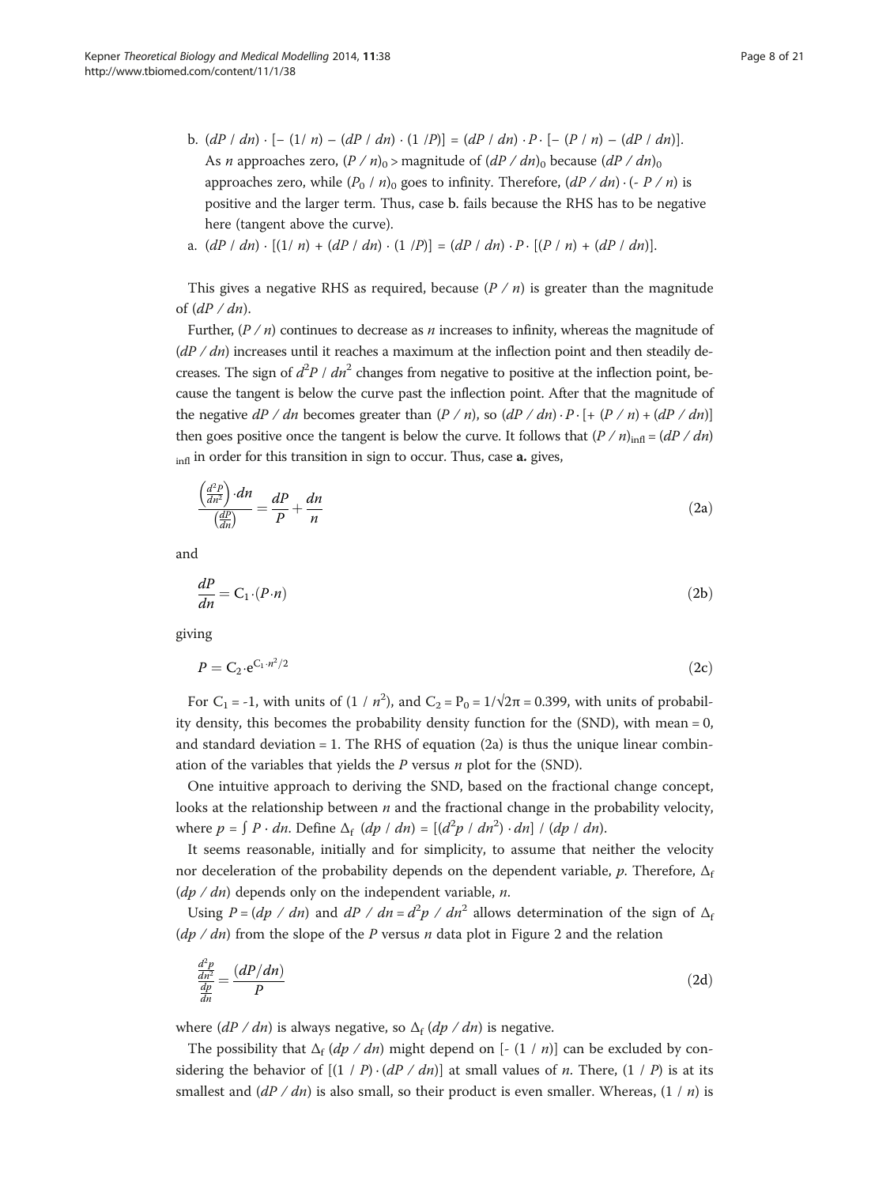b. $(dP / dn) \cdot [-(1/n) - (dP / dn) \cdot (1 /P)] = (dP / dn) \cdot P \cdot [-(P / n) - (dP / dn)]$. As $n$ approaches zero, $(P / n)_0 >$ magnitude of $(dP / dn)_0$ because $(dP / dn)_0$ approaches zero, while $(P_0 / n)_0$ goes to infinity. Therefore, $(dP / dn) \cdot (-P / n)$ is positive and the larger term. Thus, case b. fails because the RHS has to be negative here (tangent above the curve).

a. $(dP / dn) \cdot [(1/n) + (dP / dn) \cdot (1 /P)] = (dP / dn) \cdot P \cdot [(P / n) + (dP / dn)]$.

This gives a negative RHS as required, because $(P / n)$ is greater than the magnitude of $(dP / dn)$.

Further, $(P / n)$ continues to decrease as $n$ increases to infinity, whereas the magnitude of $(dP / dn)$ increases until it reaches a maximum at the inflection point and then steadily decreases. The sign of $d^2P / dn^2$ changes from negative to positive at the inflection point, because the tangent is below the curve past the inflection point. After that the magnitude of the negative $dP / dn$ becomes greater than $(P / n)$, so $(dP / dn) \cdot P \cdot [+ (P / n) + (dP / dn)]$ then goes positive once the tangent is below the curve. It follows that $(P / n)_{\text{infl}} = (dP / dn)_{\text{infl}}$ in order for this transition in sign to occur. Thus, case **a.** gives,

$$\frac{\left(\frac{d^2P}{dn^2}\right) \cdot dn}{\left(\frac{dP}{dn}\right)} = \frac{dP}{P} + \frac{dn}{n} \tag{2a}$$

and

$$\frac{dP}{dn} = C_1 \cdot (P \cdot n) \tag{2b}$$

giving

$$P = C_2 \cdot e^{C_1 \cdot n^2/2} \tag{2c}$$

For $C_1 = -1$, with units of $(1 / n^2)$, and $C_2 = P_0 = 1/\sqrt{2\pi} = 0.399$, with units of probability density, this becomes the probability density function for the (SND), with mean = 0, and standard deviation = 1. The RHS of equation (2a) is thus the unique linear combination of the variables that yields the $P$ versus $n$ plot for the (SND).

One intuitive approach to deriving the SND, based on the fractional change concept, looks at the relationship between $n$ and the fractional change in the probability velocity, where $p = \int P \cdot dn$. Define $\Delta_f\ (dp / dn) = [(d^2p / dn^2) \cdot dn] / (dp / dn)$.

It seems reasonable, initially and for simplicity, to assume that neither the velocity nor deceleration of the probability depends on the dependent variable, $p$. Therefore, $\Delta_f\ (dp / dn)$ depends only on the independent variable, $n$.

Using $P = (dp / dn)$ and $dP / dn = d^2p / dn^2$ allows determination of the sign of $\Delta_f\ (dp / dn)$ from the slope of the $P$ versus $n$ data plot in Figure 2 and the relation

$$\frac{\frac{d^2p}{dn^2}}{\frac{dp}{dn}} = \frac{(dP/dn)}{P} \tag{2d}$$

where $(dP / dn)$ is always negative, so $\Delta_f\ (dp / dn)$ is negative.

The possibility that $\Delta_f\ (dp / dn)$ might depend on $[-(1 / n)]$ can be excluded by considering the behavior of $[(1 / P) \cdot (dP / dn)]$ at small values of $n$. There, $(1 / P)$ is at its smallest and $(dP / dn)$ is also small, so their product is even smaller. Whereas, $(1 / n)$ is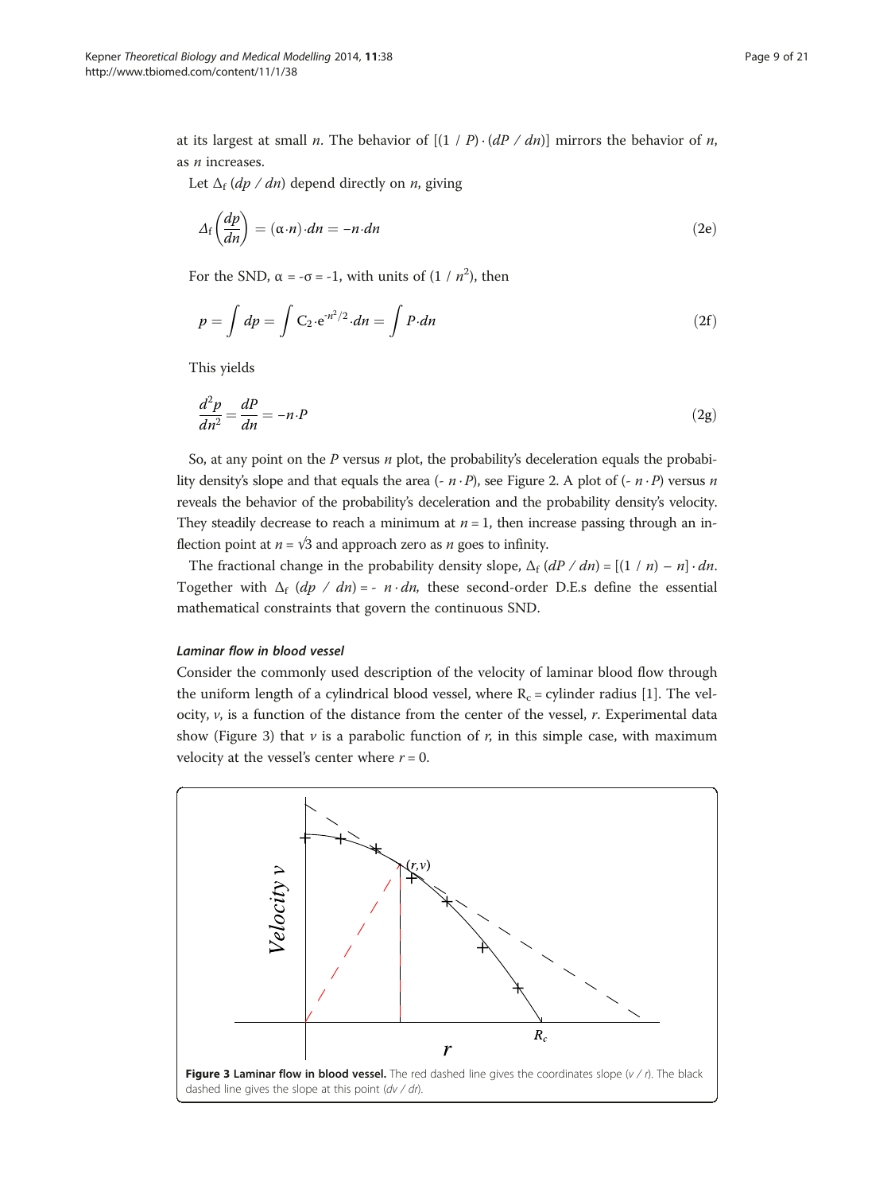at its largest at small $n$. The behavior of $[(1 / P) \cdot (dP / dn)]$ mirrors the behavior of $n$, as $n$ increases.

Let $\Delta_f (dp / dn)$ depend directly on $n$, giving

$$\Delta_f \left(\frac{dp}{dn}\right) = (\alpha \cdot n) \cdot dn = -n \cdot dn \tag{2e}$$

For the SND, $\alpha = -\sigma = -1$, with units of $(1 / n^2)$, then

$$p = \int dp = \int C_2 \cdot e^{-n^2/2} \cdot dn = \int P \cdot dn \tag{2f}$$

This yields

$$\frac{d^2p}{dn^2} = \frac{dP}{dn} = -n \cdot P \tag{2g}$$

So, at any point on the $P$ versus $n$ plot, the probability's deceleration equals the probability density's slope and that equals the area $(-\,n \cdot P)$, see Figure 2. A plot of $(-\,n \cdot P)$ versus $n$ reveals the behavior of the probability's deceleration and the probability density's velocity. They steadily decrease to reach a minimum at $n = 1$, then increase passing through an inflection point at $n = \sqrt{3}$ and approach zero as $n$ goes to infinity.

The fractional change in the probability density slope, $\Delta_f (dP / dn) = [(1 / n) - n] \cdot dn$. Together with $\Delta_f (dp / dn) = -\,n \cdot dn$, these second-order D.E.s define the essential mathematical constraints that govern the continuous SND.

#### *Laminar flow in blood vessel*

Consider the commonly used description of the velocity of laminar blood flow through the uniform length of a cylindrical blood vessel, where $R_c$ = cylinder radius [1]. The velocity, $v$, is a function of the distance from the center of the vessel, $r$. Experimental data show (Figure 3) that $v$ is a parabolic function of $r$, in this simple case, with maximum velocity at the vessel's center where $r = 0$.

**Figure 3 Laminar flow in blood vessel.** The red dashed line gives the coordinates slope ($v / r$). The black dashed line gives the slope at this point ($dv / dr$).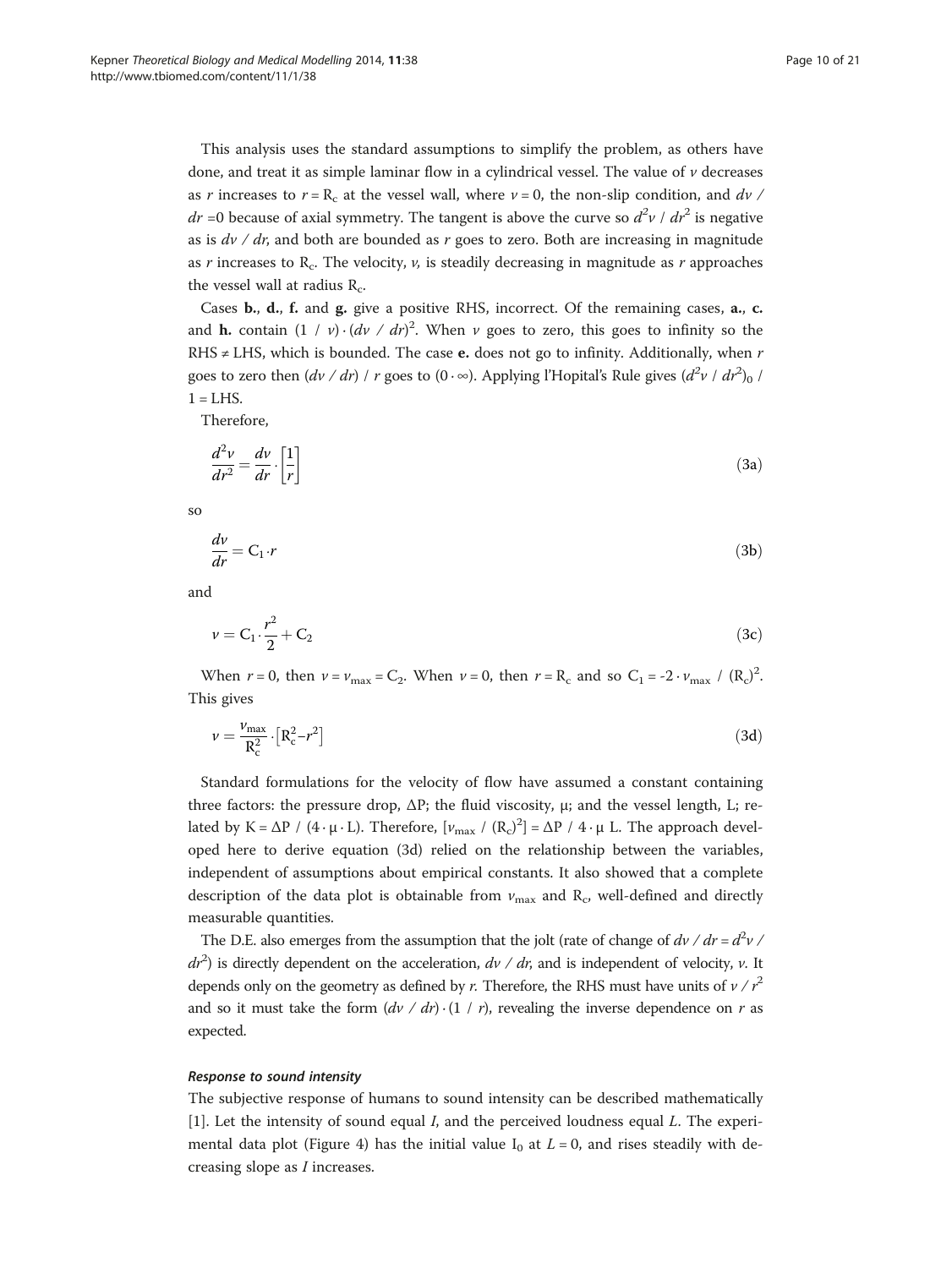This analysis uses the standard assumptions to simplify the problem, as others have done, and treat it as simple laminar flow in a cylindrical vessel. The value of $v$ decreases as $r$ increases to $r = R_c$ at the vessel wall, where $v = 0$, the non-slip condition, and $dv / dr = 0$ because of axial symmetry. The tangent is above the curve so $d^2v / dr^2$ is negative as is $dv / dr$, and both are bounded as $r$ goes to zero. Both are increasing in magnitude as $r$ increases to $R_c$. The velocity, $v$, is steadily decreasing in magnitude as $r$ approaches the vessel wall at radius $R_c$.

Cases **b.**, **d.**, **f.** and **g.** give a positive RHS, incorrect. Of the remaining cases, **a.**, **c.** and **h.** contain $(1 / v) \cdot (dv / dr)^2$. When $v$ goes to zero, this goes to infinity so the RHS ≠ LHS, which is bounded. The case **e.** does not go to infinity. Additionally, when $r$ goes to zero then $(dv / dr) / r$ goes to $(0 \cdot \infty)$. Applying l'Hopital's Rule gives $(d^2v / dr^2)_0 / 1 =$ LHS.

Therefore,

$$\frac{d^2v}{dr^2} = \frac{dv}{dr} \cdot \left[\frac{1}{r}\right] \tag{3a}$$

so

$$\frac{dv}{dr} = C_1 \cdot r \tag{3b}$$

and

$$v = C_1 \cdot \frac{r^2}{2} + C_2 \tag{3c}$$

When $r = 0$, then $v = v_{max} = C_2$. When $v = 0$, then $r = R_c$ and so $C_1 = -2 \cdot v_{max} / (R_c)^2$. This gives

$$v = \frac{v_{max}}{R_c^2} \cdot \left[R_c^2 - r^2\right] \tag{3d}$$

Standard formulations for the velocity of flow have assumed a constant containing three factors: the pressure drop, ΔP; the fluid viscosity, μ; and the vessel length, L; related by $K = \Delta P / (4 \cdot \mu \cdot L)$. Therefore, $[v_{max} / (R_c)^2] = \Delta P / 4 \cdot \mu\, L$. The approach developed here to derive equation (3d) relied on the relationship between the variables, independent of assumptions about empirical constants. It also showed that a complete description of the data plot is obtainable from $v_{max}$ and $R_c$, well-defined and directly measurable quantities.

The D.E. also emerges from the assumption that the jolt (rate of change of $dv / dr = d^2v / dr^2$) is directly dependent on the acceleration, $dv / dr$, and is independent of velocity, $v$. It depends only on the geometry as defined by $r$. Therefore, the RHS must have units of $v / r^2$ and so it must take the form $(dv / dr) \cdot (1 / r)$, revealing the inverse dependence on $r$ as expected.

#### *Response to sound intensity*

The subjective response of humans to sound intensity can be described mathematically [1]. Let the intensity of sound equal $I$, and the perceived loudness equal $L$. The experimental data plot (Figure 4) has the initial value $I_0$ at $L = 0$, and rises steadily with decreasing slope as $I$ increases.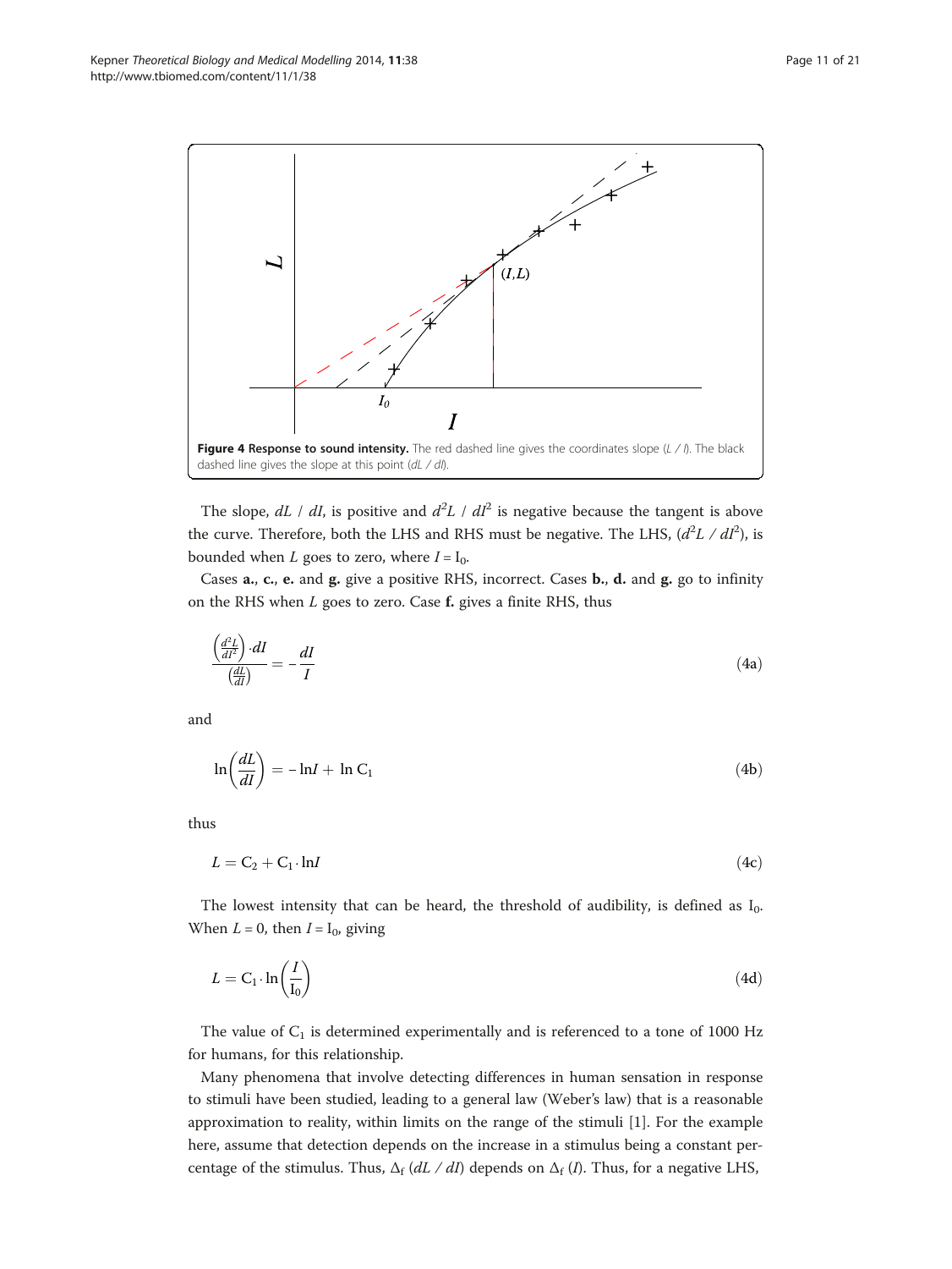**Figure 4 Response to sound intensity.** The red dashed line gives the coordinates slope ($L$ / $I$). The black dashed line gives the slope at this point ($dL$ / $dI$).

The slope, $dL$ / $dI$, is positive and $d^2L$ / $dI^2$ is negative because the tangent is above the curve. Therefore, both the LHS and RHS must be negative. The LHS, ($d^2L$ / $dI^2$), is bounded when $L$ goes to zero, where $I = I_0$.

Cases **a.**, **c.**, **e.** and **g.** give a positive RHS, incorrect. Cases **b.**, **d.** and **g.** go to infinity on the RHS when $L$ goes to zero. Case **f.** gives a finite RHS, thus

$$\frac{\left(\frac{d^2L}{dI^2}\right)\cdot dI}{\left(\frac{dL}{dI}\right)} = -\frac{dI}{I} \tag{4a}$$

and

$$\ln\left(\frac{dL}{dI}\right) = -\ln I + \ln C_1 \tag{4b}$$

thus

$$L = C_2 + C_1 \cdot \ln I \tag{4c}$$

The lowest intensity that can be heard, the threshold of audibility, is defined as $I_0$. When $L = 0$, then $I = I_0$, giving

$$L = C_1 \cdot \ln\left(\frac{I}{I_0}\right) \tag{4d}$$

The value of $C_1$ is determined experimentally and is referenced to a tone of 1000 Hz for humans, for this relationship.

Many phenomena that involve detecting differences in human sensation in response to stimuli have been studied, leading to a general law (Weber's law) that is a reasonable approximation to reality, within limits on the range of the stimuli [1]. For the example here, assume that detection depends on the increase in a stimulus being a constant percentage of the stimulus. Thus, $\Delta_f$ ($dL$ / $dI$) depends on $\Delta_f$ ($I$). Thus, for a negative LHS,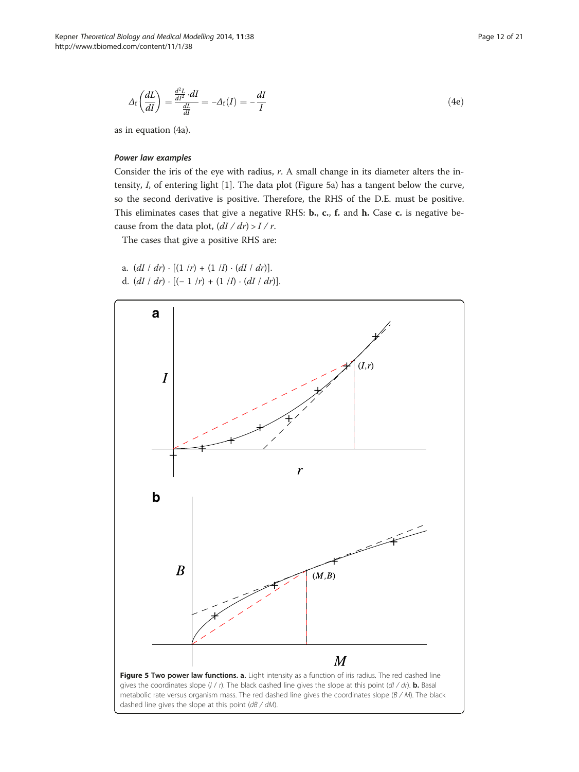$$\Delta_{\mathrm{f}}\left(\frac{dL}{dI}\right) = \frac{\frac{d^2L}{dI^2}\cdot dI}{\frac{dL}{dI}} = -\Delta_{\mathrm{f}}(I) = -\frac{dI}{I} \tag{4e}$$

as in equation (4a).

### *Power law examples*

Consider the iris of the eye with radius, $r$. A small change in its diameter alters the intensity, $I$, of entering light [1]. The data plot (Figure 5a) has a tangent below the curve, so the second derivative is positive. Therefore, the RHS of the D.E. must be positive. This eliminates cases that give a negative RHS: **b.**, **c.**, **f.** and **h.** Case **c.** is negative because from the data plot, $(dI / dr) > I / r$.

The cases that give a positive RHS are:

a. $(dI / dr) \cdot [(1 / r) + (1 / I) \cdot (dI / dr)]$.
d. $(dI / dr) \cdot [(-1 / r) + (1 / I) \cdot (dI / dr)]$.

**Figure 5 Two power law functions. a.** Light intensity as a function of iris radius. The red dashed line gives the coordinates slope ($I / r$). The black dashed line gives the slope at this point ($dI / dr$). **b.** Basal metabolic rate versus organism mass. The red dashed line gives the coordinates slope ($B / M$). The black dashed line gives the slope at this point ($dB / dM$).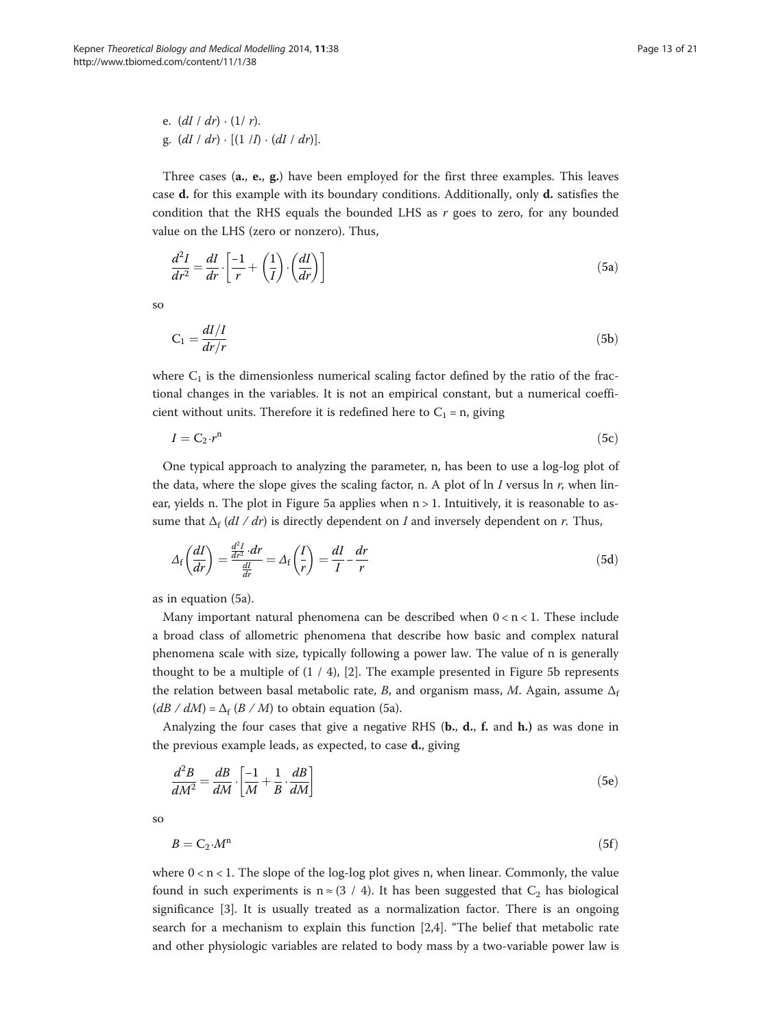e. $(dI / dr) \cdot (1/ r)$.
g. $(dI / dr) \cdot [(1 /I) \cdot (dI / dr)]$.

Three cases (**a.**, **e.**, **g.**) have been employed for the first three examples. This leaves case **d.** for this example with its boundary conditions. Additionally, only **d.** satisfies the condition that the RHS equals the bounded LHS as $r$ goes to zero, for any bounded value on the LHS (zero or nonzero). Thus,

$$\frac{d^2I}{dr^2} = \frac{dI}{dr} \cdot \left[\frac{-1}{r} + \left(\frac{1}{I}\right) \cdot \left(\frac{dI}{dr}\right)\right] \tag{5a}$$

so

$$C_1 = \frac{dI/I}{dr/r} \tag{5b}$$

where $C_1$ is the dimensionless numerical scaling factor defined by the ratio of the fractional changes in the variables. It is not an empirical constant, but a numerical coefficient without units. Therefore it is redefined here to $C_1 = n$, giving

$$I = C_2 \cdot r^n \tag{5c}$$

One typical approach to analyzing the parameter, n, has been to use a log-log plot of the data, where the slope gives the scaling factor, n. A plot of ln $I$ versus ln $r$, when linear, yields n. The plot in Figure 5a applies when $n > 1$. Intuitively, it is reasonable to assume that $\Delta_f$ $(dI / dr)$ is directly dependent on $I$ and inversely dependent on $r$. Thus,

$$\Delta_f\left(\frac{dI}{dr}\right) = \frac{\frac{d^2I}{dr^2} \cdot dr}{\frac{dI}{dr}} = \Delta_f\left(\frac{I}{r}\right) = \frac{dI}{I} - \frac{dr}{r} \tag{5d}$$

as in equation (5a).

Many important natural phenomena can be described when $0 < n < 1$. These include a broad class of allometric phenomena that describe how basic and complex natural phenomena scale with size, typically following a power law. The value of n is generally thought to be a multiple of (1 / 4), [2]. The example presented in Figure 5b represents the relation between basal metabolic rate, $B$, and organism mass, $M$. Again, assume $\Delta_f$ $(dB / dM) = \Delta_f$ $(B / M)$ to obtain equation (5a).

Analyzing the four cases that give a negative RHS (**b.**, **d.**, **f.** and **h.**) as was done in the previous example leads, as expected, to case **d.**, giving

$$\frac{d^2B}{dM^2} = \frac{dB}{dM} \cdot \left[\frac{-1}{M} + \frac{1}{B} \cdot \frac{dB}{dM}\right] \tag{5e}$$

so

$$B = C_2 \cdot M^n \tag{5f}$$

where $0 < n < 1$. The slope of the log-log plot gives n, when linear. Commonly, the value found in such experiments is $n \approx (3 / 4)$. It has been suggested that $C_2$ has biological significance [3]. It is usually treated as a normalization factor. There is an ongoing search for a mechanism to explain this function [2,4]. "The belief that metabolic rate and other physiologic variables are related to body mass by a two-variable power law is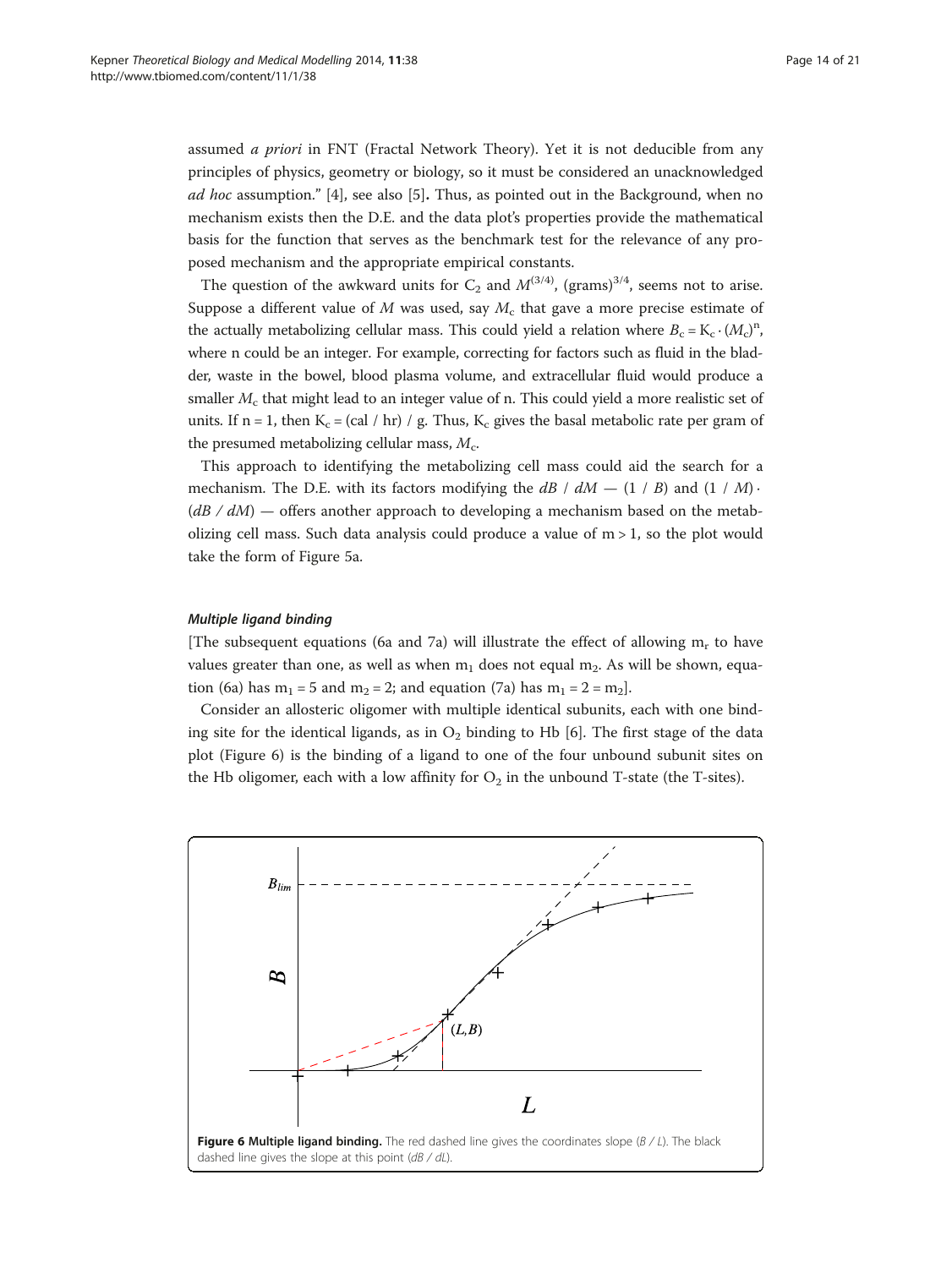assumed *a priori* in FNT (Fractal Network Theory). Yet it is not deducible from any principles of physics, geometry or biology, so it must be considered an unacknowledged *ad hoc* assumption." [4], see also [5]. Thus, as pointed out in the Background, when no mechanism exists then the D.E. and the data plot's properties provide the mathematical basis for the function that serves as the benchmark test for the relevance of any proposed mechanism and the appropriate empirical constants.

The question of the awkward units for $C_2$ and $M^{(3/4)}$, $(\text{grams})^{3/4}$, seems not to arise. Suppose a different value of $M$ was used, say $M_c$ that gave a more precise estimate of the actually metabolizing cellular mass. This could yield a relation where $B_c = K_c \cdot (M_c)^n$, where n could be an integer. For example, correcting for factors such as fluid in the bladder, waste in the bowel, blood plasma volume, and extracellular fluid would produce a smaller $M_c$ that might lead to an integer value of n. This could yield a more realistic set of units. If $n = 1$, then $K_c = (\text{cal / hr}) / \text{g}$. Thus, $K_c$ gives the basal metabolic rate per gram of the presumed metabolizing cellular mass, $M_c$.

This approach to identifying the metabolizing cell mass could aid the search for a mechanism. The D.E. with its factors modifying the $dB / dM$ — $(1 / B)$ and $(1 / M) \cdot (dB / dM)$ — offers another approach to developing a mechanism based on the metabolizing cell mass. Such data analysis could produce a value of $m > 1$, so the plot would take the form of Figure 5a.

#### *Multiple ligand binding*

[The subsequent equations (6a and 7a) will illustrate the effect of allowing $m_r$ to have values greater than one, as well as when $m_1$ does not equal $m_2$. As will be shown, equation (6a) has $m_1 = 5$ and $m_2 = 2$; and equation (7a) has $m_1 = 2 = m_2$].

Consider an allosteric oligomer with multiple identical subunits, each with one binding site for the identical ligands, as in $O_2$ binding to Hb [6]. The first stage of the data plot (Figure 6) is the binding of a ligand to one of the four unbound subunit sites on the Hb oligomer, each with a low affinity for $O_2$ in the unbound T-state (the T-sites).

**Figure 6 Multiple ligand binding.** The red dashed line gives the coordinates slope (*B / L*). The black dashed line gives the slope at this point (*dB / dL*).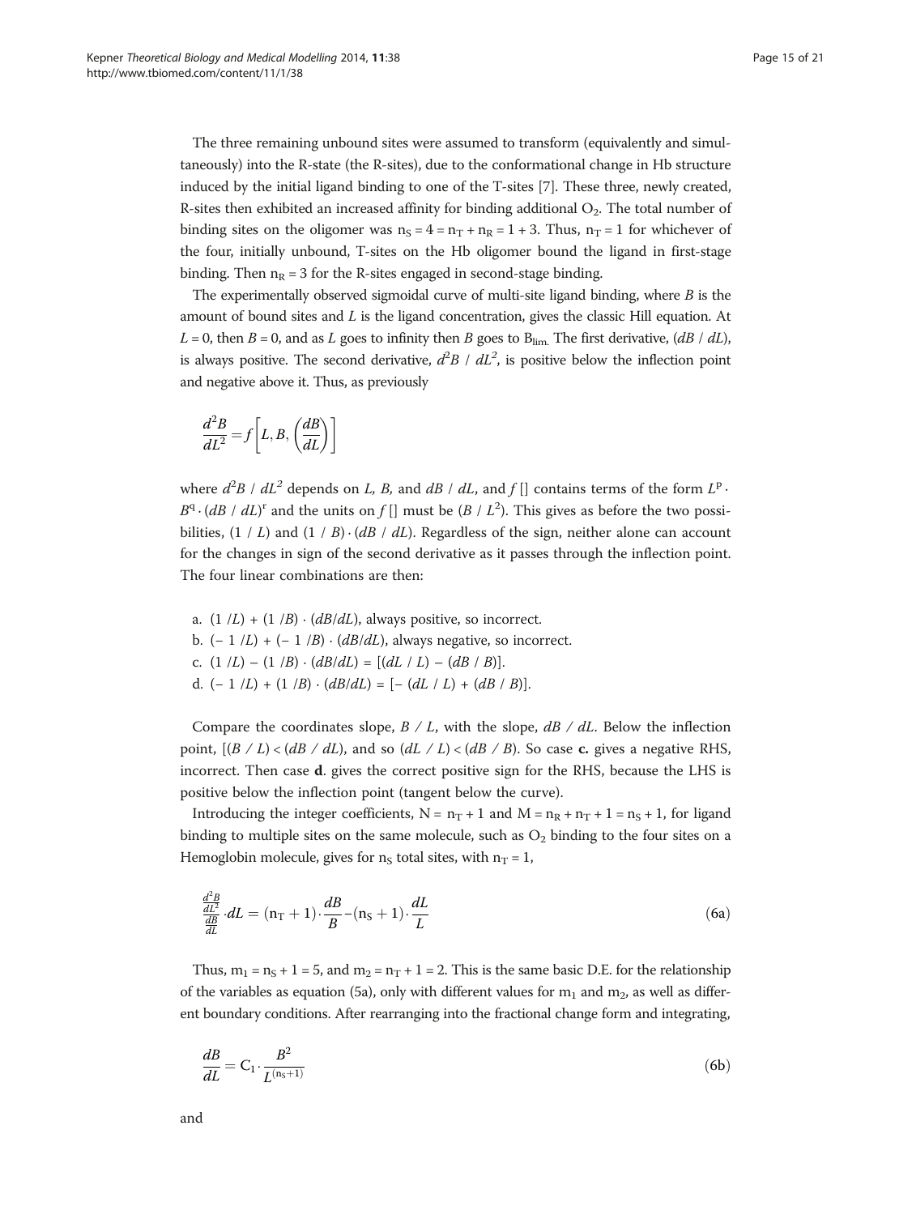The three remaining unbound sites were assumed to transform (equivalently and simultaneously) into the R-state (the R-sites), due to the conformational change in Hb structure induced by the initial ligand binding to one of the T-sites [7]. These three, newly created, R-sites then exhibited an increased affinity for binding additional $O_2$. The total number of binding sites on the oligomer was $n_S = 4 = n_T + n_R = 1 + 3$. Thus, $n_T = 1$ for whichever of the four, initially unbound, T-sites on the Hb oligomer bound the ligand in first-stage binding. Then $n_R = 3$ for the R-sites engaged in second-stage binding.

The experimentally observed sigmoidal curve of multi-site ligand binding, where *B* is the amount of bound sites and *L* is the ligand concentration, gives the classic Hill equation. At $L = 0$, then $B = 0$, and as *L* goes to infinity then *B* goes to $B_{lim.}$ The first derivative, $(dB / dL)$, is always positive. The second derivative, $d^2B / dL^2$, is positive below the inflection point and negative above it. Thus, as previously

$$\frac{d^2B}{dL^2} = f\left[L, B, \left(\frac{dB}{dL}\right)\right]$$

where $d^2B / dL^2$ depends on *L, B,* and $dB / dL$, and $f$ [] contains terms of the form $L^p \cdot B^q \cdot (dB / dL)^r$ and the units on $f$ [] must be $(B / L^2)$. This gives as before the two possibilities, $(1 / L)$ and $(1 / B) \cdot (dB / dL)$. Regardless of the sign, neither alone can account for the changes in sign of the second derivative as it passes through the inflection point. The four linear combinations are then:

a. $(1 /L) + (1 /B) \cdot (dB/dL)$, always positive, so incorrect.
b. $(-1 /L) + (-1 /B) \cdot (dB/dL)$, always negative, so incorrect.
c. $(1 /L) - (1 /B) \cdot (dB/dL) = [(dL / L) - (dB / B)]$.
d. $(-1 /L) + (1 /B) \cdot (dB/dL) = [-(dL / L) + (dB / B)]$.

Compare the coordinates slope, $B / L$, with the slope, $dB / dL$. Below the inflection point, $[(B / L) < (dB / dL)$, and so $(dL / L) < (dB / B)$. So case **c.** gives a negative RHS, incorrect. Then case **d**. gives the correct positive sign for the RHS, because the LHS is positive below the inflection point (tangent below the curve).

Introducing the integer coefficients, $N = n_T + 1$ and $M = n_R + n_T + 1 = n_S + 1$, for ligand binding to multiple sites on the same molecule, such as $O_2$ binding to the four sites on a Hemoglobin molecule, gives for $n_S$ total sites, with $n_T = 1$,

$$\frac{\frac{d^2B}{dL^2}}{\frac{dB}{dL}} \cdot dL = (n_T + 1) \cdot \frac{dB}{B} - (n_S + 1) \cdot \frac{dL}{L} \tag{6a}$$

Thus, $m_1 = n_S + 1 = 5$, and $m_2 = n_T + 1 = 2$. This is the same basic D.E. for the relationship of the variables as equation (5a), only with different values for $m_1$ and $m_2$, as well as different boundary conditions. After rearranging into the fractional change form and integrating,

$$\frac{dB}{dL} = C_1 \cdot \frac{B^2}{L^{(n_S+1)}} \tag{6b}$$

and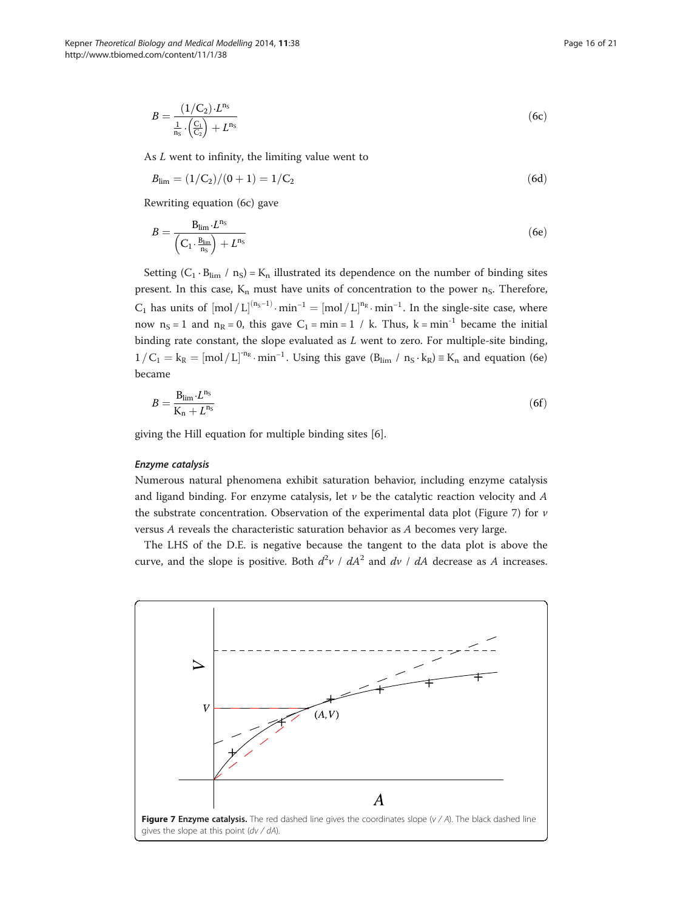$$B = \frac{(1/C_2) \cdot L^{n_S}}{\frac{1}{n_S} \cdot \left(\frac{C_1}{C_2}\right) + L^{n_S}} \tag{6c}$$

As $L$ went to infinity, the limiting value went to

$$B_{lim} = (1/C_2)/(0+1) = 1/C_2 \tag{6d}$$

Rewriting equation (6c) gave

$$B = \frac{B_{lim} \cdot L^{n_S}}{\left(C_1 \cdot \frac{B_{lim}}{n_S}\right) + L^{n_S}} \tag{6e}$$

Setting $(C_1 \cdot B_{lim} / n_S) = K_n$ illustrated its dependence on the number of binding sites present. In this case, $K_n$ must have units of concentration to the power $n_S$. Therefore, $C_1$ has units of $[mol/L]^{(n_S-1)} \cdot min^{-1} = [mol/L]^{n_R} \cdot min^{-1}$. In the single-site case, where now $n_S = 1$ and $n_R = 0$, this gave $C_1 = min = 1 / k$. Thus, $k = min^{-1}$ became the initial binding rate constant, the slope evaluated as $L$ went to zero. For multiple-site binding, $1/C_1 = k_R = [mol/L]^{-n_R} \cdot min^{-1}$. Using this gave $(B_{lim} / n_S \cdot k_R) \equiv K_n$ and equation (6e) became

$$B = \frac{B_{lim} \cdot L^{n_S}}{K_n + L^{n_S}} \tag{6f}$$

giving the Hill equation for multiple binding sites [6].

#### *Enzyme catalysis*

Numerous natural phenomena exhibit saturation behavior, including enzyme catalysis and ligand binding. For enzyme catalysis, let $v$ be the catalytic reaction velocity and $A$ the substrate concentration. Observation of the experimental data plot (Figure 7) for $v$ versus $A$ reveals the characteristic saturation behavior as $A$ becomes very large.

The LHS of the D.E. is negative because the tangent to the data plot is above the curve, and the slope is positive. Both $d^2v / dA^2$ and $dv / dA$ decrease as $A$ increases.

**Figure 7 Enzyme catalysis.** The red dashed line gives the coordinates slope ($v / A$). The black dashed line gives the slope at this point ($dv / dA$).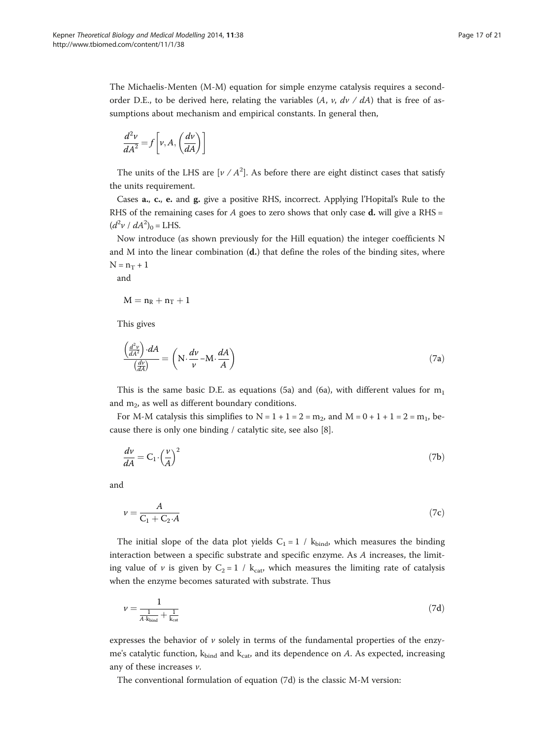The Michaelis-Menten (M-M) equation for simple enzyme catalysis requires a second-order D.E., to be derived here, relating the variables ($A$, $v$, $dv / dA$) that is free of assumptions about mechanism and empirical constants. In general then,

$$\frac{d^2v}{dA^2} = f\left[v, A, \left(\frac{dv}{dA}\right)\right]$$

The units of the LHS are $[v / A^2]$. As before there are eight distinct cases that satisfy the units requirement.

Cases **a.**, **c.**, **e.** and **g.** give a positive RHS, incorrect. Applying l'Hopital's Rule to the RHS of the remaining cases for $A$ goes to zero shows that only case **d.** will give a RHS = $(d^2v / dA^2)_0$ = LHS.

Now introduce (as shown previously for the Hill equation) the integer coefficients N and M into the linear combination (**d.**) that define the roles of the binding sites, where $\mathrm{N} = \mathrm{n_T} + 1$

and

$$\mathrm{M} = \mathrm{n_R} + \mathrm{n_T} + 1$$

This gives

$$\frac{\left(\frac{d^2v}{dA^2}\right)\cdot dA}{\left(\frac{dv}{dA}\right)} = \left(\mathrm{N}\cdot\frac{dv}{v} - \mathrm{M}\cdot\frac{dA}{A}\right) \tag{7a}$$

This is the same basic D.E. as equations (5a) and (6a), with different values for $m_1$ and $m_2$, as well as different boundary conditions.

For M-M catalysis this simplifies to $\mathrm{N} = 1 + 1 = 2 = m_2$, and $\mathrm{M} = 0 + 1 + 1 = 2 = m_1$, because there is only one binding / catalytic site, see also [8].

$$\frac{dv}{dA} = \mathrm{C_1}\cdot\left(\frac{v}{A}\right)^2 \tag{7b}$$

and

$$v = \frac{A}{\mathrm{C_1} + \mathrm{C_2}\cdot A} \tag{7c}$$

The initial slope of the data plot yields $\mathrm{C_1} = 1 / \mathrm{k_{bind}}$, which measures the binding interaction between a specific substrate and specific enzyme. As $A$ increases, the limiting value of $v$ is given by $\mathrm{C_2} = 1 / \mathrm{k_{cat}}$, which measures the limiting rate of catalysis when the enzyme becomes saturated with substrate. Thus

$$v = \frac{1}{\frac{1}{A\cdot \mathrm{k_{bind}}} + \frac{1}{\mathrm{k_{cat}}}} \tag{7d}$$

expresses the behavior of $v$ solely in terms of the fundamental properties of the enzyme's catalytic function, $\mathrm{k_{bind}}$ and $\mathrm{k_{cat}}$, and its dependence on $A$. As expected, increasing any of these increases $v$.

The conventional formulation of equation (7d) is the classic M-M version: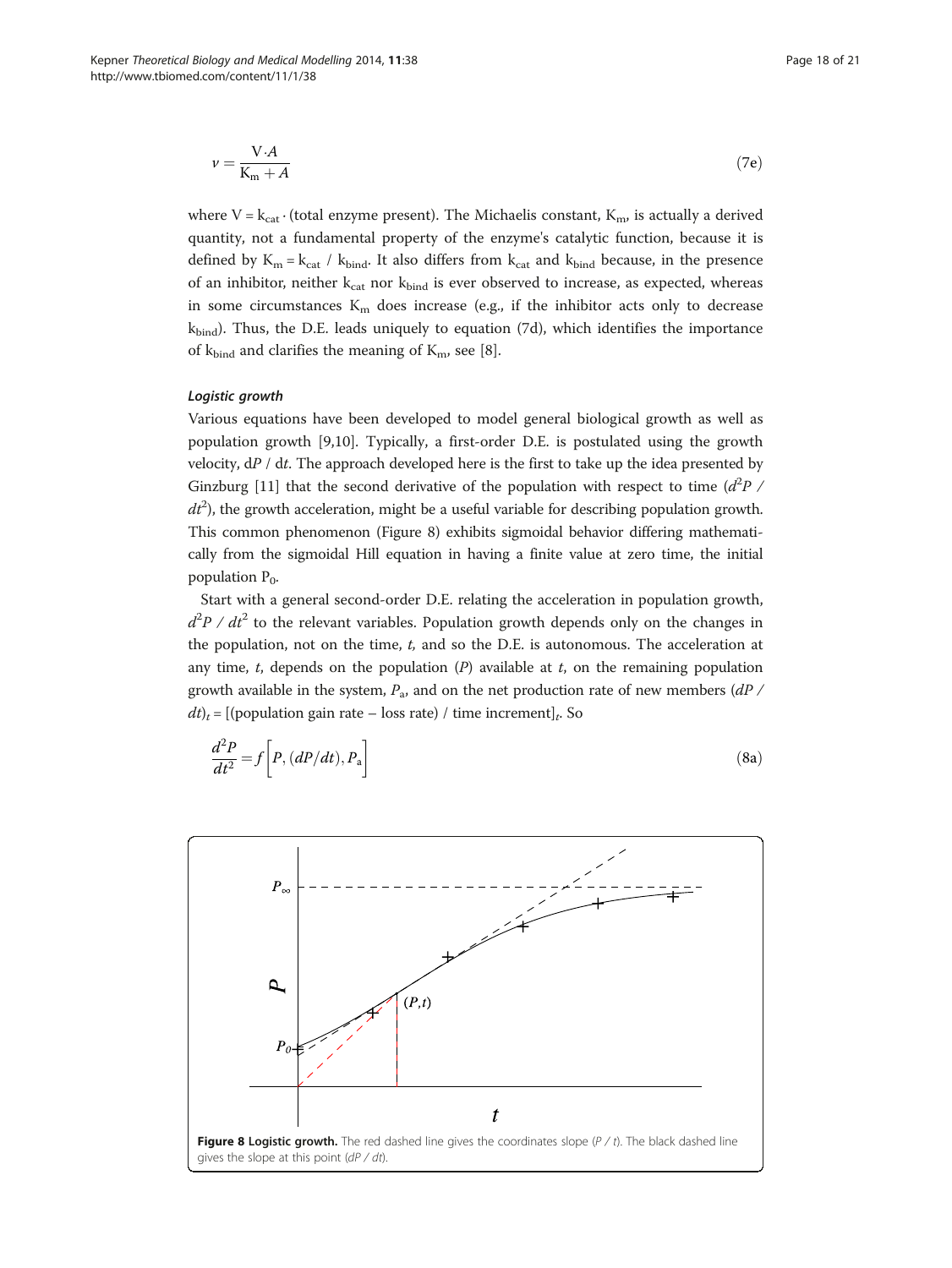$$v = \frac{V \cdot A}{K_m + A} \tag{7e}$$

where $V = k_{cat} \cdot$ (total enzyme present). The Michaelis constant, $K_m$, is actually a derived quantity, not a fundamental property of the enzyme's catalytic function, because it is defined by $K_m = k_{cat} / k_{bind}$. It also differs from $k_{cat}$ and $k_{bind}$ because, in the presence of an inhibitor, neither $k_{cat}$ nor $k_{bind}$ is ever observed to increase, as expected, whereas in some circumstances $K_m$ does increase (e.g., if the inhibitor acts only to decrease $k_{bind}$). Thus, the D.E. leads uniquely to equation (7d), which identifies the importance of $k_{bind}$ and clarifies the meaning of $K_m$, see [8].

### *Logistic growth*

Various equations have been developed to model general biological growth as well as population growth [9,10]. Typically, a first-order D.E. is postulated using the growth velocity, $dP / dt$. The approach developed here is the first to take up the idea presented by Ginzburg [11] that the second derivative of the population with respect to time ($d^2P / dt^2$), the growth acceleration, might be a useful variable for describing population growth. This common phenomenon (Figure 8) exhibits sigmoidal behavior differing mathematically from the sigmoidal Hill equation in having a finite value at zero time, the initial population $P_0$.

Start with a general second-order D.E. relating the acceleration in population growth, $d^2P / dt^2$ to the relevant variables. Population growth depends only on the changes in the population, not on the time, *t*, and so the D.E. is autonomous. The acceleration at any time, *t*, depends on the population ($P$) available at *t*, on the remaining population growth available in the system, $P_a$, and on the net production rate of new members $(dP / dt)_t$ = [(population gain rate – loss rate) / time increment]$_t$. So

$$\frac{d^2P}{dt^2} = f\left[P, (dP/dt), P_a\right] \tag{8a}$$

**Figure 8 Logistic growth.** The red dashed line gives the coordinates slope ($P / t$). The black dashed line gives the slope at this point ($dP / dt$).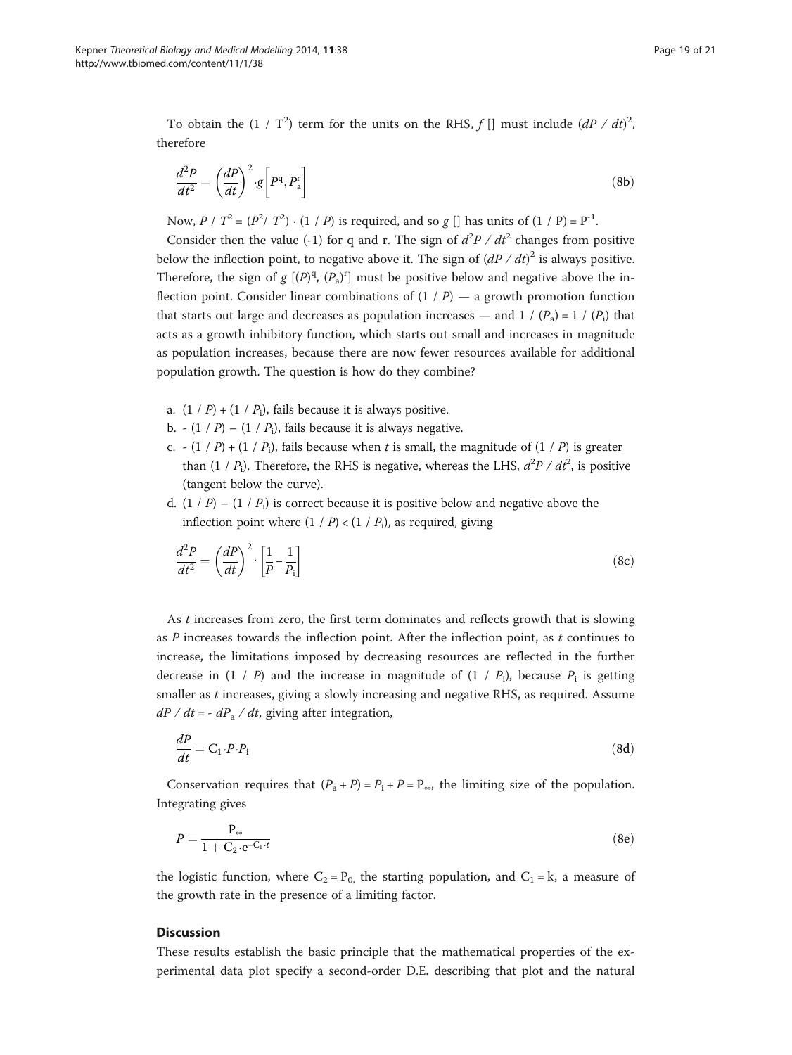To obtain the $(1 / T^2)$ term for the units on the RHS, $f$ [] must include $(dP / dt)^2$, therefore

$$\frac{d^2P}{dt^2} = \left(\frac{dP}{dt}\right)^2 \cdot g\left[P^q, P_a^r\right] \tag{8b}$$

Now, $P / T^2 = (P^2 / T^2) \cdot (1 / P)$ is required, and so $g$ [] has units of $(1 / P) = P^{-1}$.

Consider then the value (-1) for q and r. The sign of $d^2P / dt^2$ changes from positive below the inflection point, to negative above it. The sign of $(dP / dt)^2$ is always positive. Therefore, the sign of $g\ [(P)^q, (P_a)^r]$ must be positive below and negative above the inflection point. Consider linear combinations of $(1 / P)$ — a growth promotion function that starts out large and decreases as population increases — and $1 / (P_a) = 1 / (P_i)$ that acts as a growth inhibitory function, which starts out small and increases in magnitude as population increases, because there are now fewer resources available for additional population growth. The question is how do they combine?

a. $(1 / P) + (1 / P_i)$, fails because it is always positive.
b. $- (1 / P) - (1 / P_i)$, fails because it is always negative.
c. $- (1 / P) + (1 / P_i)$, fails because when $t$ is small, the magnitude of $(1 / P)$ is greater than $(1 / P_i)$. Therefore, the RHS is negative, whereas the LHS, $d^2P / dt^2$, is positive (tangent below the curve).
d. $(1 / P) - (1 / P_i)$ is correct because it is positive below and negative above the inflection point where $(1 / P) < (1 / P_i)$, as required, giving

$$\frac{d^2P}{dt^2} = \left(\frac{dP}{dt}\right)^2 \cdot \left[\frac{1}{P} - \frac{1}{P_i}\right] \tag{8c}$$

As $t$ increases from zero, the first term dominates and reflects growth that is slowing as $P$ increases towards the inflection point. After the inflection point, as $t$ continues to increase, the limitations imposed by decreasing resources are reflected in the further decrease in $(1 / P)$ and the increase in magnitude of $(1 / P_i)$, because $P_i$ is getting smaller as $t$ increases, giving a slowly increasing and negative RHS, as required. Assume $dP / dt = - dP_a / dt$, giving after integration,

$$\frac{dP}{dt} = C_1 \cdot P \cdot P_i \tag{8d}$$

Conservation requires that $(P_a + P) = P_i + P = P_\infty$, the limiting size of the population. Integrating gives

$$P = \frac{P_\infty}{1 + C_2 \cdot e^{-C_1 \cdot t}} \tag{8e}$$

the logistic function, where $C_2 = P_0$, the starting population, and $C_1 = k$, a measure of the growth rate in the presence of a limiting factor.

## Discussion

These results establish the basic principle that the mathematical properties of the experimental data plot specify a second-order D.E. describing that plot and the natural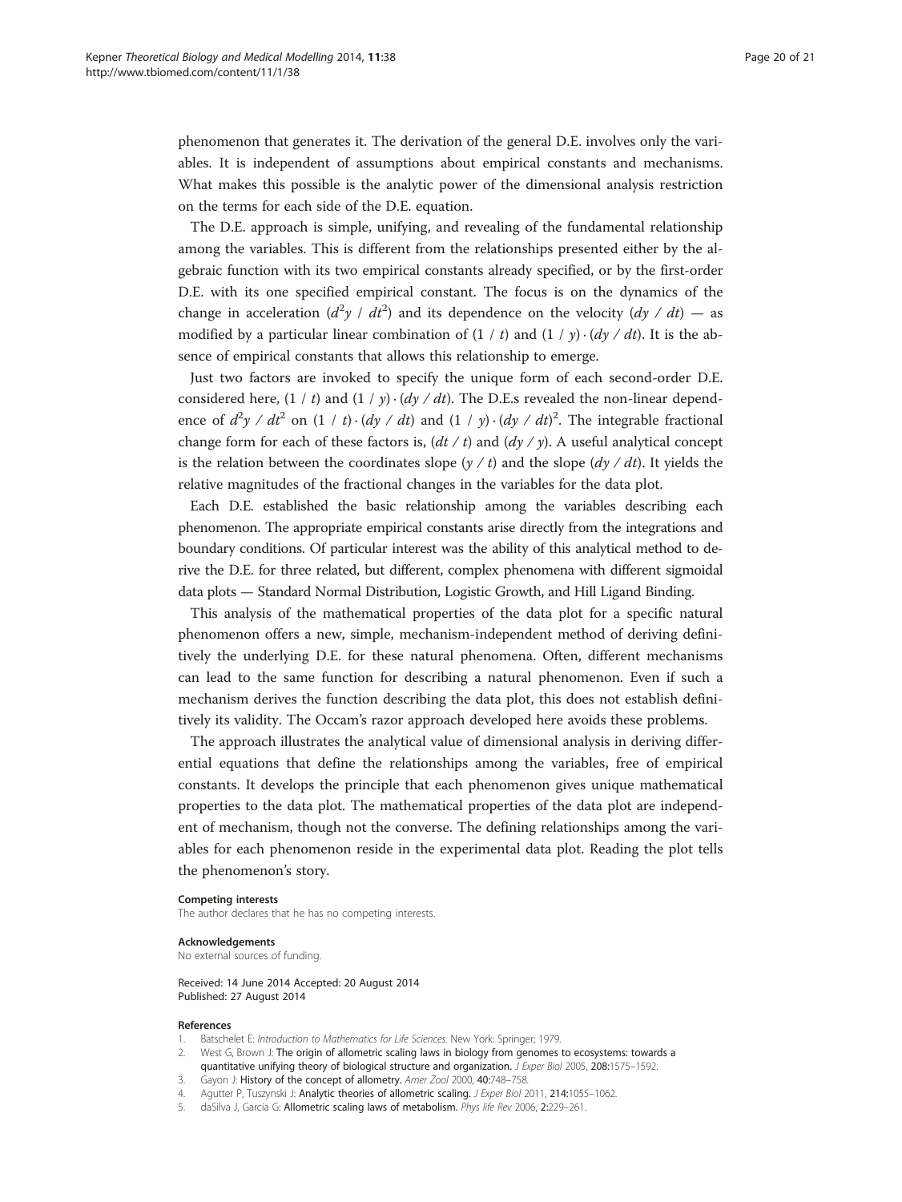phenomenon that generates it. The derivation of the general D.E. involves only the variables. It is independent of assumptions about empirical constants and mechanisms. What makes this possible is the analytic power of the dimensional analysis restriction on the terms for each side of the D.E. equation.

The D.E. approach is simple, unifying, and revealing of the fundamental relationship among the variables. This is different from the relationships presented either by the algebraic function with its two empirical constants already specified, or by the first-order D.E. with its one specified empirical constant. The focus is on the dynamics of the change in acceleration ($d^2y$ / $dt^2$) and its dependence on the velocity ($dy$ / $dt$) — as modified by a particular linear combination of (1 / $t$) and (1 / $y$) · ($dy$ / $dt$). It is the absence of empirical constants that allows this relationship to emerge.

Just two factors are invoked to specify the unique form of each second-order D.E. considered here, (1 / $t$) and (1 / $y$) · ($dy$ / $dt$). The D.E.s revealed the non-linear dependence of $d^2y$ / $dt^2$ on (1 / $t$) · ($dy$ / $dt$) and (1 / $y$) · $(dy / dt)^2$. The integrable fractional change form for each of these factors is, ($dt$ / $t$) and ($dy$ / $y$). A useful analytical concept is the relation between the coordinates slope ($y$ / $t$) and the slope ($dy$ / $dt$). It yields the relative magnitudes of the fractional changes in the variables for the data plot.

Each D.E. established the basic relationship among the variables describing each phenomenon. The appropriate empirical constants arise directly from the integrations and boundary conditions. Of particular interest was the ability of this analytical method to derive the D.E. for three related, but different, complex phenomena with different sigmoidal data plots — Standard Normal Distribution, Logistic Growth, and Hill Ligand Binding.

This analysis of the mathematical properties of the data plot for a specific natural phenomenon offers a new, simple, mechanism-independent method of deriving definitively the underlying D.E. for these natural phenomena. Often, different mechanisms can lead to the same function for describing a natural phenomenon. Even if such a mechanism derives the function describing the data plot, this does not establish definitively its validity. The Occam's razor approach developed here avoids these problems.

The approach illustrates the analytical value of dimensional analysis in deriving differential equations that define the relationships among the variables, free of empirical constants. It develops the principle that each phenomenon gives unique mathematical properties to the data plot. The mathematical properties of the data plot are independent of mechanism, though not the converse. The defining relationships among the variables for each phenomenon reside in the experimental data plot. Reading the plot tells the phenomenon's story.

#### Competing interests

The author declares that he has no competing interests.

#### Acknowledgements

No external sources of funding.

Received: 14 June 2014 Accepted: 20 August 2014
Published: 27 August 2014

#### References

1. Batschelet E: *Introduction to Mathematics for Life Sciences*. New York: Springer; 1979.
2. West G, Brown J: The origin of allometric scaling laws in biology from genomes to ecosystems: towards a quantitative unifying theory of biological structure and organization. *J Exper Biol* 2005, **208**:1575–1592.
3. Gayon J: History of the concept of allometry. *Amer Zool* 2000, **40**:748–758.
4. Agutter P, Tuszynski J: Analytic theories of allometric scaling. *J Exper Biol* 2011, **214**:1055–1062.
5. daSilva J, Garcia G: Allometric scaling laws of metabolism. *Phys life Rev* 2006, **2**:229–261.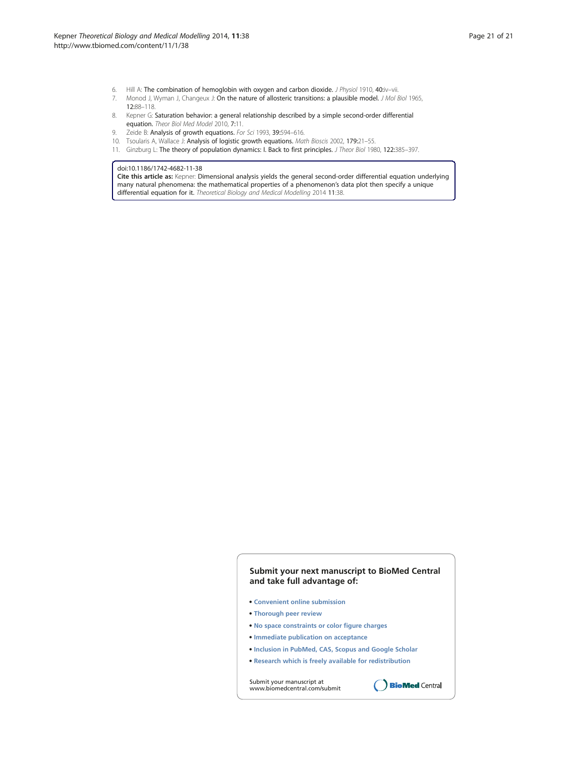6. Hill A: **The combination of hemoglobin with oxygen and carbon dioxide.** *J Physiol* 1910, **40:**iv–vii.
7. Monod J, Wyman J, Changeux J: **On the nature of allosteric transitions: a plausible model.** *J Mol Biol* 1965, **12:**88–118.
8. Kepner G: **Saturation behavior: a general relationship described by a simple second-order differential equation.** *Theor Biol Med Model* 2010, **7:**11.
9. Zeide B: **Analysis of growth equations.** *For Sci* 1993, **39:**594–616.
10. Tsoularis A, Wallace J: **Analysis of logistic growth equations.** *Math Biosci* 2002, **179:**21–55.
11. Ginzburg L: **The theory of population dynamics: I. Back to first principles.** *J Theor Biol* 1980, **122:**385–397.

doi:10.1186/1742-4682-11-38

**Cite this article as:** Kepner: Dimensional analysis yields the general second-order differential equation underlying many natural phenomena: the mathematical properties of a phenomenon's data plot then specify a unique differential equation for it. *Theoretical Biology and Medical Modelling* 2014 **11**:38.

**Submit your next manuscript to BioMed Central and take full advantage of:**

- **Convenient online submission**
- **Thorough peer review**
- **No space constraints or color figure charges**
- **Immediate publication on acceptance**
- **Inclusion in PubMed, CAS, Scopus and Google Scholar**
- **Research which is freely available for redistribution**

Submit your manuscript at
www.biomedcentral.com/submit

BioMed Central